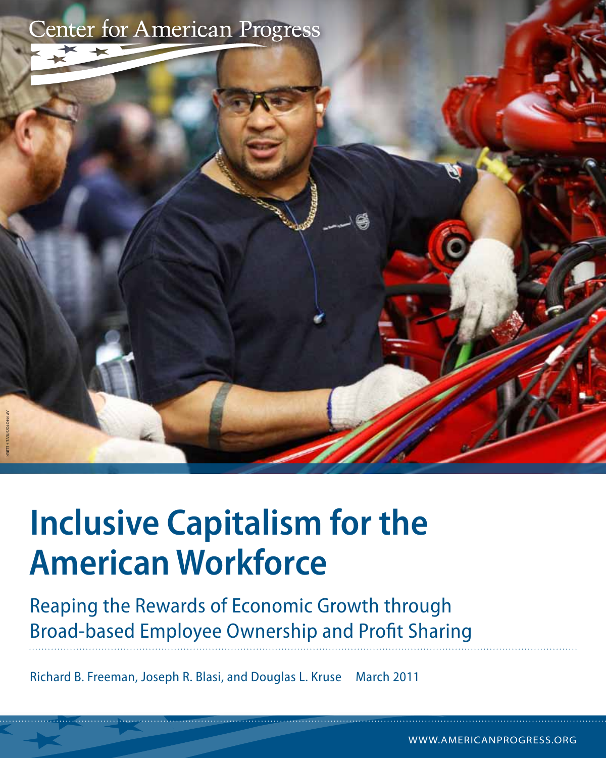Center for American Progress

AP PHOTO/STEVE HELBER

# Inclusive Capitalism for the American Workforce

## Reaping the Rewards of Economic Growth through Broad-based Employee Ownership and Profit Sharing

Richard B. Freeman, Joseph R. Blasi, and Douglas L. Kruse    March 2011

WWW.AMERICANPROGRESS.ORG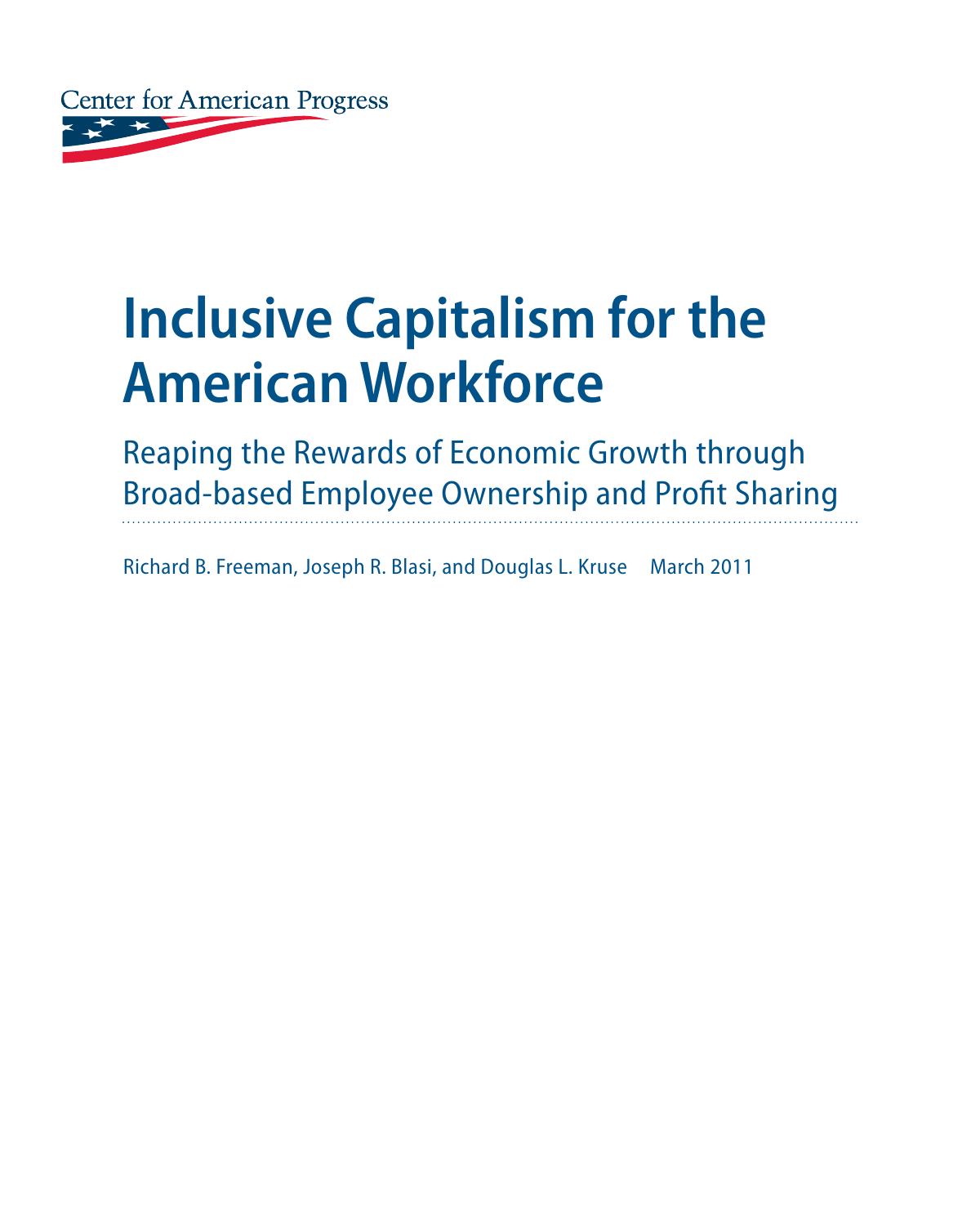Center for American Progress

# Inclusive Capitalism for the American Workforce

## Reaping the Rewards of Economic Growth through Broad-based Employee Ownership and Profit Sharing

Richard B. Freeman, Joseph R. Blasi, and Douglas L. Kruse March 2011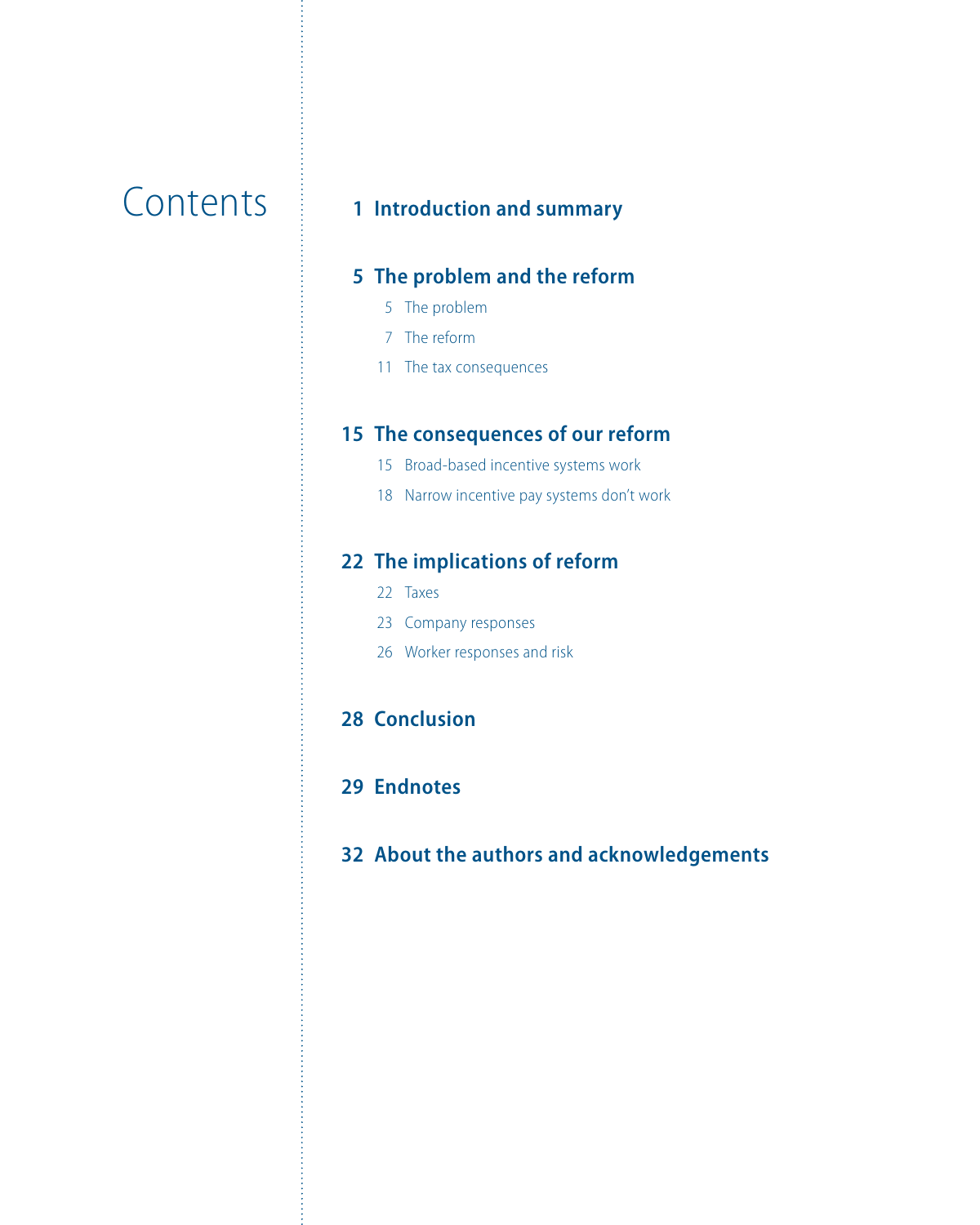# Contents

**1 Introduction and summary**

**5 The problem and the reform**

- 5 The problem
- 7 The reform
- 11 The tax consequences

**15 The consequences of our reform**

- 15 Broad-based incentive systems work
- 18 Narrow incentive pay systems don't work

**22 The implications of reform**

- 22 Taxes
- 23 Company responses
- 26 Worker responses and risk

**28 Conclusion**

**29 Endnotes**

**32 About the authors and acknowledgements**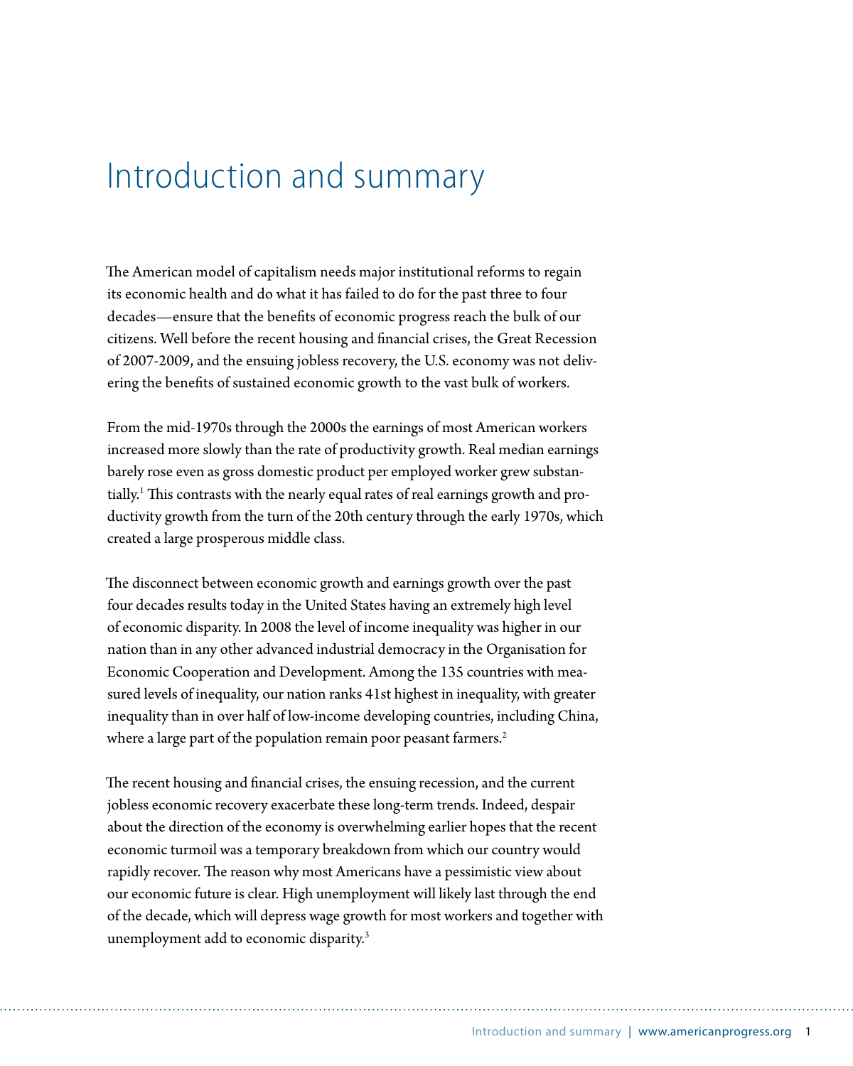# Introduction and summary

The American model of capitalism needs major institutional reforms to regain its economic health and do what it has failed to do for the past three to four decades—ensure that the benefits of economic progress reach the bulk of our citizens. Well before the recent housing and financial crises, the Great Recession of 2007-2009, and the ensuing jobless recovery, the U.S. economy was not delivering the benefits of sustained economic growth to the vast bulk of workers.

From the mid-1970s through the 2000s the earnings of most American workers increased more slowly than the rate of productivity growth. Real median earnings barely rose even as gross domestic product per employed worker grew substantially.[1] This contrasts with the nearly equal rates of real earnings growth and productivity growth from the turn of the 20th century through the early 1970s, which created a large prosperous middle class.

The disconnect between economic growth and earnings growth over the past four decades results today in the United States having an extremely high level of economic disparity. In 2008 the level of income inequality was higher in our nation than in any other advanced industrial democracy in the Organisation for Economic Cooperation and Development. Among the 135 countries with measured levels of inequality, our nation ranks 41st highest in inequality, with greater inequality than in over half of low-income developing countries, including China, where a large part of the population remain poor peasant farmers.[2]

The recent housing and financial crises, the ensuing recession, and the current jobless economic recovery exacerbate these long-term trends. Indeed, despair about the direction of the economy is overwhelming earlier hopes that the recent economic turmoil was a temporary breakdown from which our country would rapidly recover. The reason why most Americans have a pessimistic view about our economic future is clear. High unemployment will likely last through the end of the decade, which will depress wage growth for most workers and together with unemployment add to economic disparity.[3]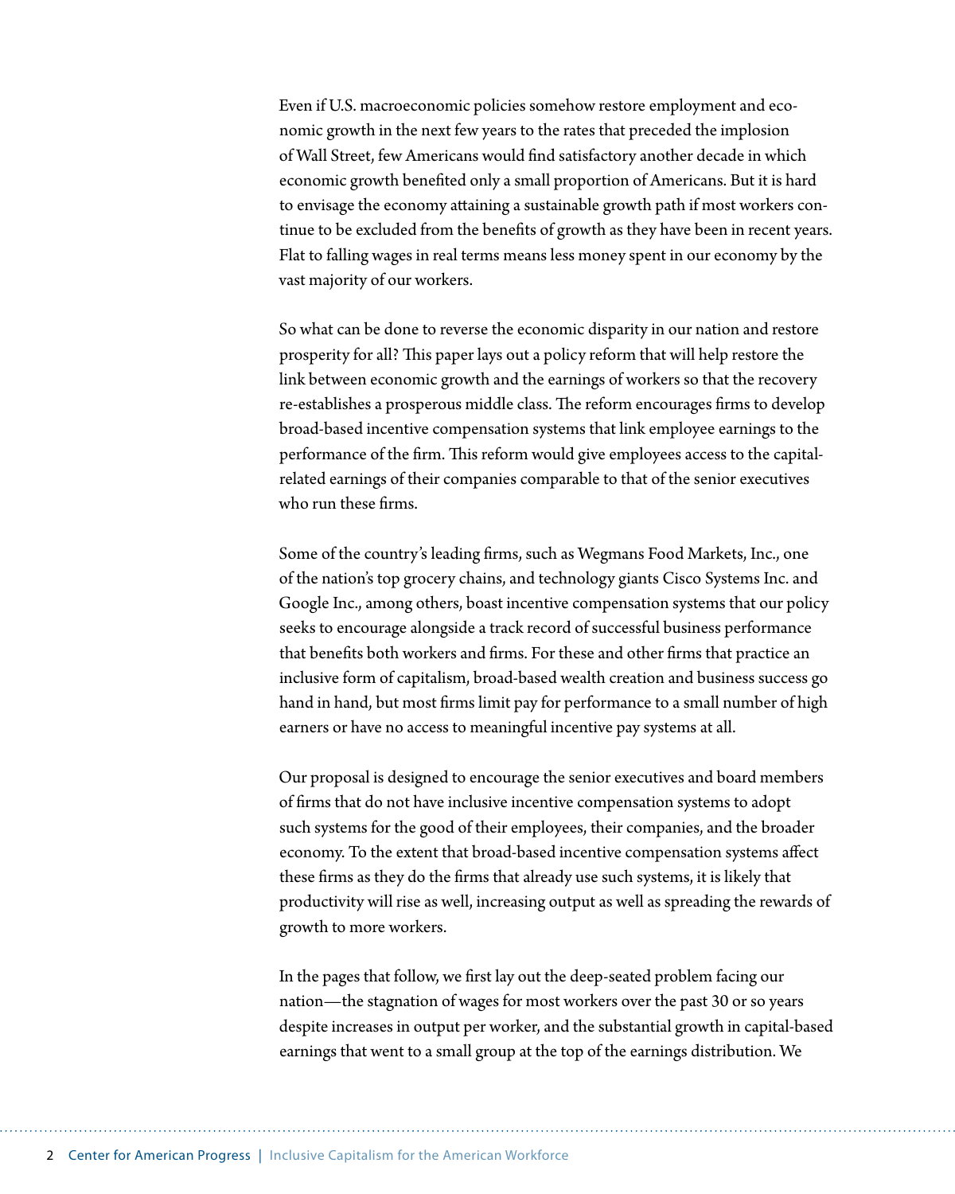Even if U.S. macroeconomic policies somehow restore employment and economic growth in the next few years to the rates that preceded the implosion of Wall Street, few Americans would find satisfactory another decade in which economic growth benefited only a small proportion of Americans. But it is hard to envisage the economy attaining a sustainable growth path if most workers continue to be excluded from the benefits of growth as they have been in recent years. Flat to falling wages in real terms means less money spent in our economy by the vast majority of our workers.

So what can be done to reverse the economic disparity in our nation and restore prosperity for all? This paper lays out a policy reform that will help restore the link between economic growth and the earnings of workers so that the recovery re-establishes a prosperous middle class. The reform encourages firms to develop broad-based incentive compensation systems that link employee earnings to the performance of the firm. This reform would give employees access to the capital-related earnings of their companies comparable to that of the senior executives who run these firms.

Some of the country's leading firms, such as Wegmans Food Markets, Inc., one of the nation's top grocery chains, and technology giants Cisco Systems Inc. and Google Inc., among others, boast incentive compensation systems that our policy seeks to encourage alongside a track record of successful business performance that benefits both workers and firms. For these and other firms that practice an inclusive form of capitalism, broad-based wealth creation and business success go hand in hand, but most firms limit pay for performance to a small number of high earners or have no access to meaningful incentive pay systems at all.

Our proposal is designed to encourage the senior executives and board members of firms that do not have inclusive incentive compensation systems to adopt such systems for the good of their employees, their companies, and the broader economy. To the extent that broad-based incentive compensation systems affect these firms as they do the firms that already use such systems, it is likely that productivity will rise as well, increasing output as well as spreading the rewards of growth to more workers.

In the pages that follow, we first lay out the deep-seated problem facing our nation—the stagnation of wages for most workers over the past 30 or so years despite increases in output per worker, and the substantial growth in capital-based earnings that went to a small group at the top of the earnings distribution. We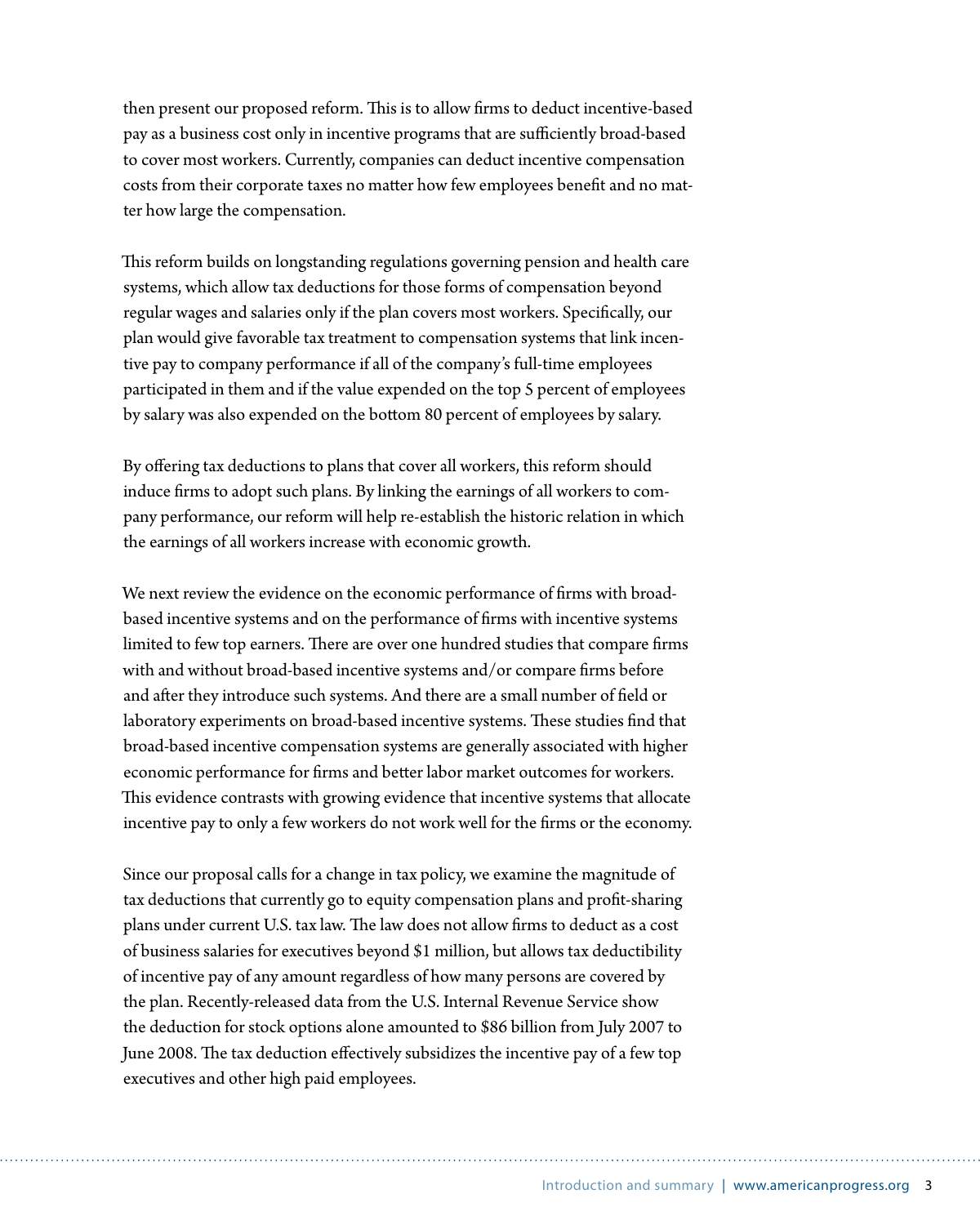then present our proposed reform. This is to allow firms to deduct incentive-based pay as a business cost only in incentive programs that are sufficiently broad-based to cover most workers. Currently, companies can deduct incentive compensation costs from their corporate taxes no matter how few employees benefit and no matter how large the compensation.

This reform builds on longstanding regulations governing pension and health care systems, which allow tax deductions for those forms of compensation beyond regular wages and salaries only if the plan covers most workers. Specifically, our plan would give favorable tax treatment to compensation systems that link incentive pay to company performance if all of the company's full-time employees participated in them and if the value expended on the top 5 percent of employees by salary was also expended on the bottom 80 percent of employees by salary.

By offering tax deductions to plans that cover all workers, this reform should induce firms to adopt such plans. By linking the earnings of all workers to company performance, our reform will help re-establish the historic relation in which the earnings of all workers increase with economic growth.

We next review the evidence on the economic performance of firms with broad-based incentive systems and on the performance of firms with incentive systems limited to few top earners. There are over one hundred studies that compare firms with and without broad-based incentive systems and/or compare firms before and after they introduce such systems. And there are a small number of field or laboratory experiments on broad-based incentive systems. These studies find that broad-based incentive compensation systems are generally associated with higher economic performance for firms and better labor market outcomes for workers. This evidence contrasts with growing evidence that incentive systems that allocate incentive pay to only a few workers do not work well for the firms or the economy.

Since our proposal calls for a change in tax policy, we examine the magnitude of tax deductions that currently go to equity compensation plans and profit-sharing plans under current U.S. tax law. The law does not allow firms to deduct as a cost of business salaries for executives beyond $1 million, but allows tax deductibility of incentive pay of any amount regardless of how many persons are covered by the plan. Recently-released data from the U.S. Internal Revenue Service show the deduction for stock options alone amounted to $86 billion from July 2007 to June 2008. The tax deduction effectively subsidizes the incentive pay of a few top executives and other high paid employees.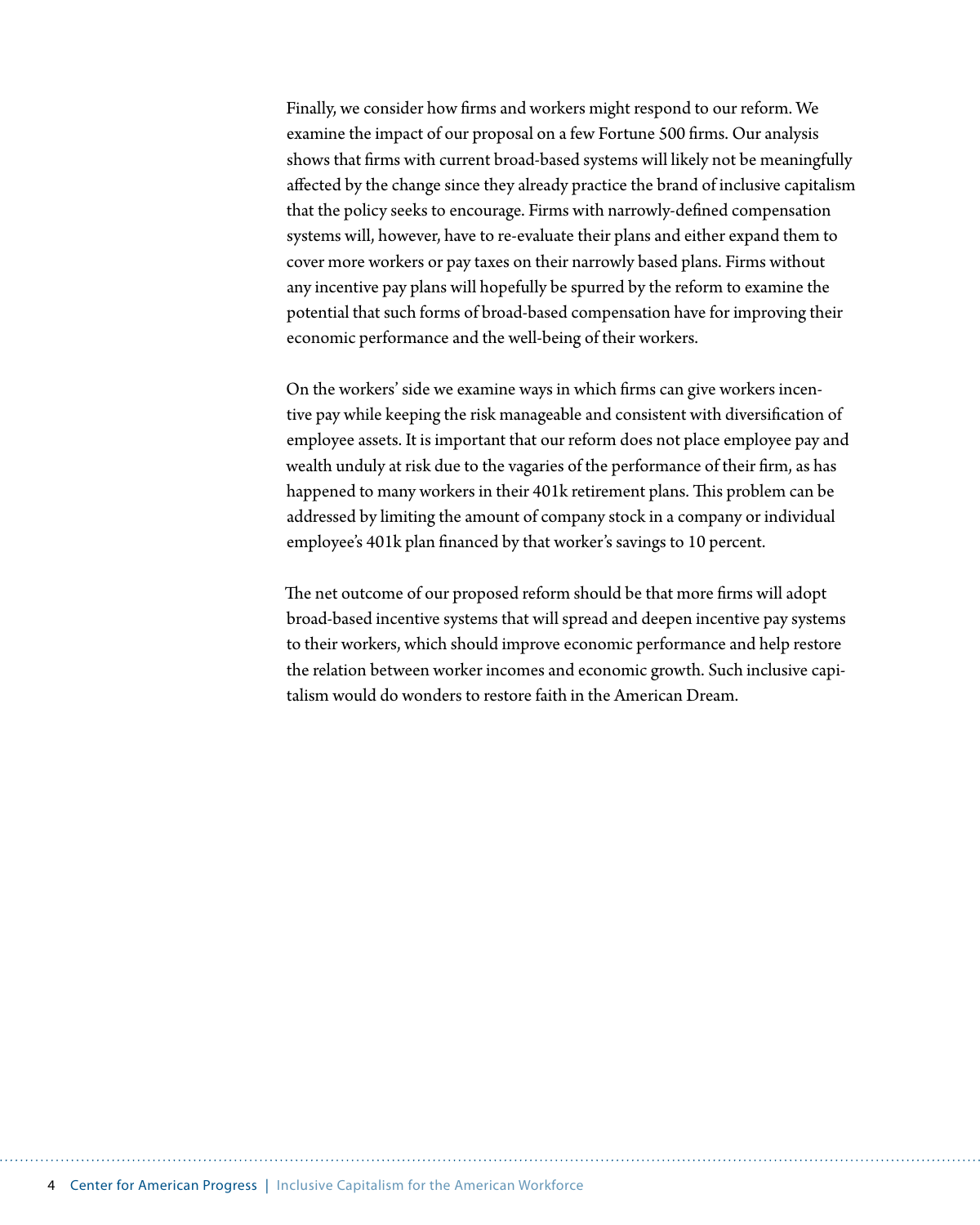Finally, we consider how firms and workers might respond to our reform. We examine the impact of our proposal on a few Fortune 500 firms. Our analysis shows that firms with current broad-based systems will likely not be meaningfully affected by the change since they already practice the brand of inclusive capitalism that the policy seeks to encourage. Firms with narrowly-defined compensation systems will, however, have to re-evaluate their plans and either expand them to cover more workers or pay taxes on their narrowly based plans. Firms without any incentive pay plans will hopefully be spurred by the reform to examine the potential that such forms of broad-based compensation have for improving their economic performance and the well-being of their workers.

On the workers' side we examine ways in which firms can give workers incentive pay while keeping the risk manageable and consistent with diversification of employee assets. It is important that our reform does not place employee pay and wealth unduly at risk due to the vagaries of the performance of their firm, as has happened to many workers in their 401k retirement plans. This problem can be addressed by limiting the amount of company stock in a company or individual employee's 401k plan financed by that worker's savings to 10 percent.

The net outcome of our proposed reform should be that more firms will adopt broad-based incentive systems that will spread and deepen incentive pay systems to their workers, which should improve economic performance and help restore the relation between worker incomes and economic growth. Such inclusive capitalism would do wonders to restore faith in the American Dream.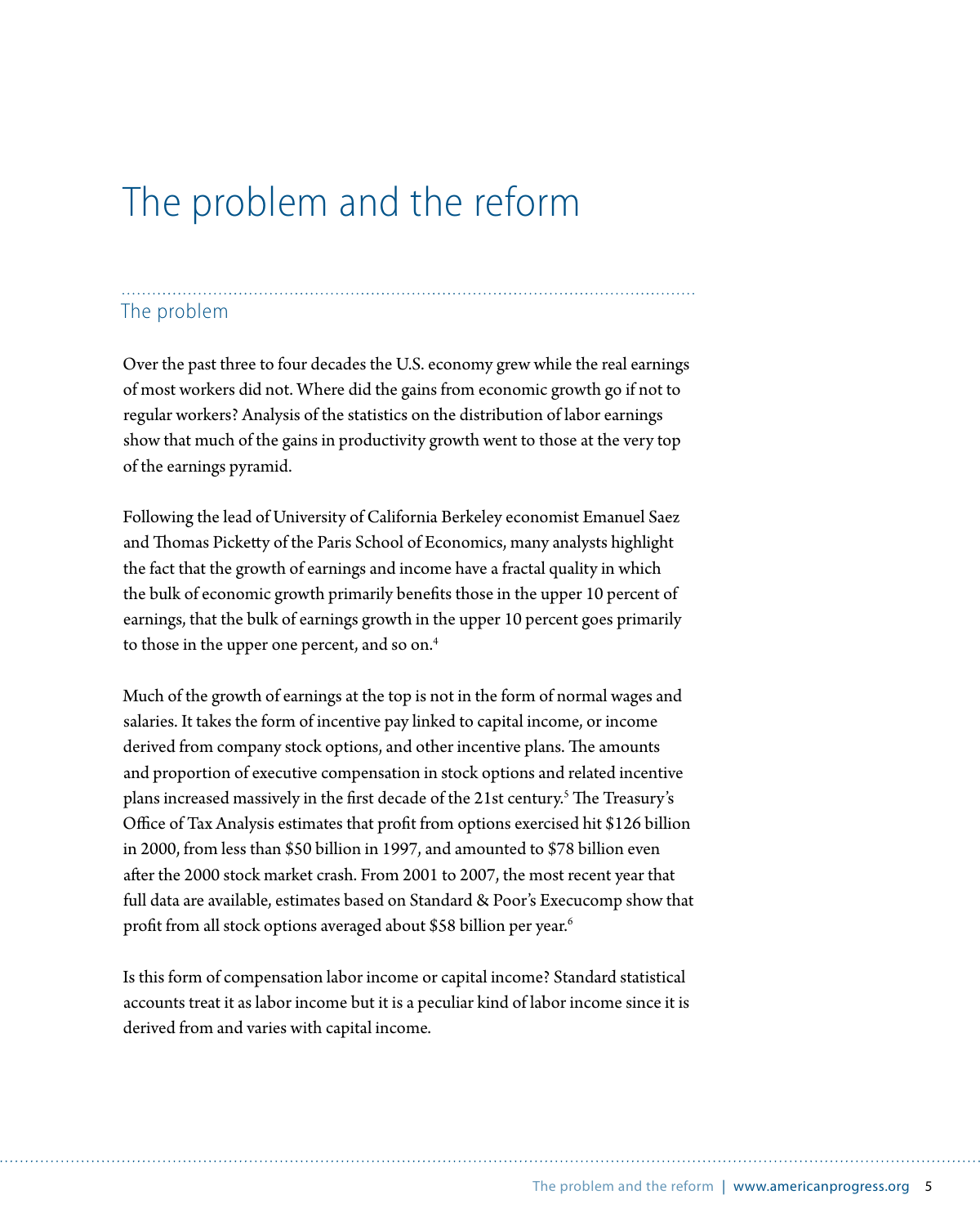# The problem and the reform

## The problem

Over the past three to four decades the U.S. economy grew while the real earnings of most workers did not. Where did the gains from economic growth go if not to regular workers? Analysis of the statistics on the distribution of labor earnings show that much of the gains in productivity growth went to those at the very top of the earnings pyramid.

Following the lead of University of California Berkeley economist Emanuel Saez and Thomas Picketty of the Paris School of Economics, many analysts highlight the fact that the growth of earnings and income have a fractal quality in which the bulk of economic growth primarily benefits those in the upper 10 percent of earnings, that the bulk of earnings growth in the upper 10 percent goes primarily to those in the upper one percent, and so on.[4]

Much of the growth of earnings at the top is not in the form of normal wages and salaries. It takes the form of incentive pay linked to capital income, or income derived from company stock options, and other incentive plans. The amounts and proportion of executive compensation in stock options and related incentive plans increased massively in the first decade of the 21st century.[5] The Treasury's Office of Tax Analysis estimates that profit from options exercised hit $126 billion in 2000, from less than $50 billion in 1997, and amounted to $78 billion even after the 2000 stock market crash. From 2001 to 2007, the most recent year that full data are available, estimates based on Standard & Poor's Execucomp show that profit from all stock options averaged about $58 billion per year.[6]

Is this form of compensation labor income or capital income? Standard statistical accounts treat it as labor income but it is a peculiar kind of labor income since it is derived from and varies with capital income.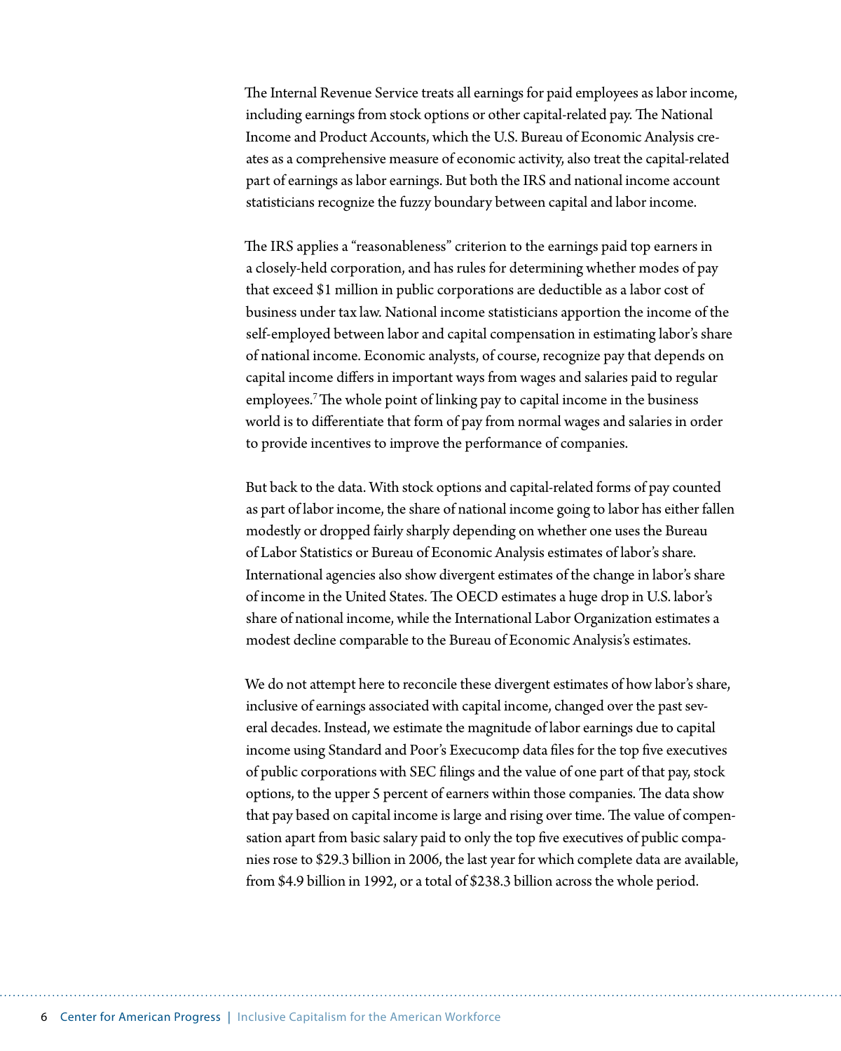The Internal Revenue Service treats all earnings for paid employees as labor income, including earnings from stock options or other capital-related pay. The National Income and Product Accounts, which the U.S. Bureau of Economic Analysis creates as a comprehensive measure of economic activity, also treat the capital-related part of earnings as labor earnings. But both the IRS and national income account statisticians recognize the fuzzy boundary between capital and labor income.

The IRS applies a "reasonableness" criterion to the earnings paid top earners in a closely-held corporation, and has rules for determining whether modes of pay that exceed $1 million in public corporations are deductible as a labor cost of business under tax law. National income statisticians apportion the income of the self-employed between labor and capital compensation in estimating labor's share of national income. Economic analysts, of course, recognize pay that depends on capital income differs in important ways from wages and salaries paid to regular employees.[7] The whole point of linking pay to capital income in the business world is to differentiate that form of pay from normal wages and salaries in order to provide incentives to improve the performance of companies.

But back to the data. With stock options and capital-related forms of pay counted as part of labor income, the share of national income going to labor has either fallen modestly or dropped fairly sharply depending on whether one uses the Bureau of Labor Statistics or Bureau of Economic Analysis estimates of labor's share. International agencies also show divergent estimates of the change in labor's share of income in the United States. The OECD estimates a huge drop in U.S. labor's share of national income, while the International Labor Organization estimates a modest decline comparable to the Bureau of Economic Analysis's estimates.

We do not attempt here to reconcile these divergent estimates of how labor's share, inclusive of earnings associated with capital income, changed over the past several decades. Instead, we estimate the magnitude of labor earnings due to capital income using Standard and Poor's Execucomp data files for the top five executives of public corporations with SEC filings and the value of one part of that pay, stock options, to the upper 5 percent of earners within those companies. The data show that pay based on capital income is large and rising over time. The value of compensation apart from basic salary paid to only the top five executives of public companies rose to $29.3 billion in 2006, the last year for which complete data are available, from $4.9 billion in 1992, or a total of $238.3 billion across the whole period.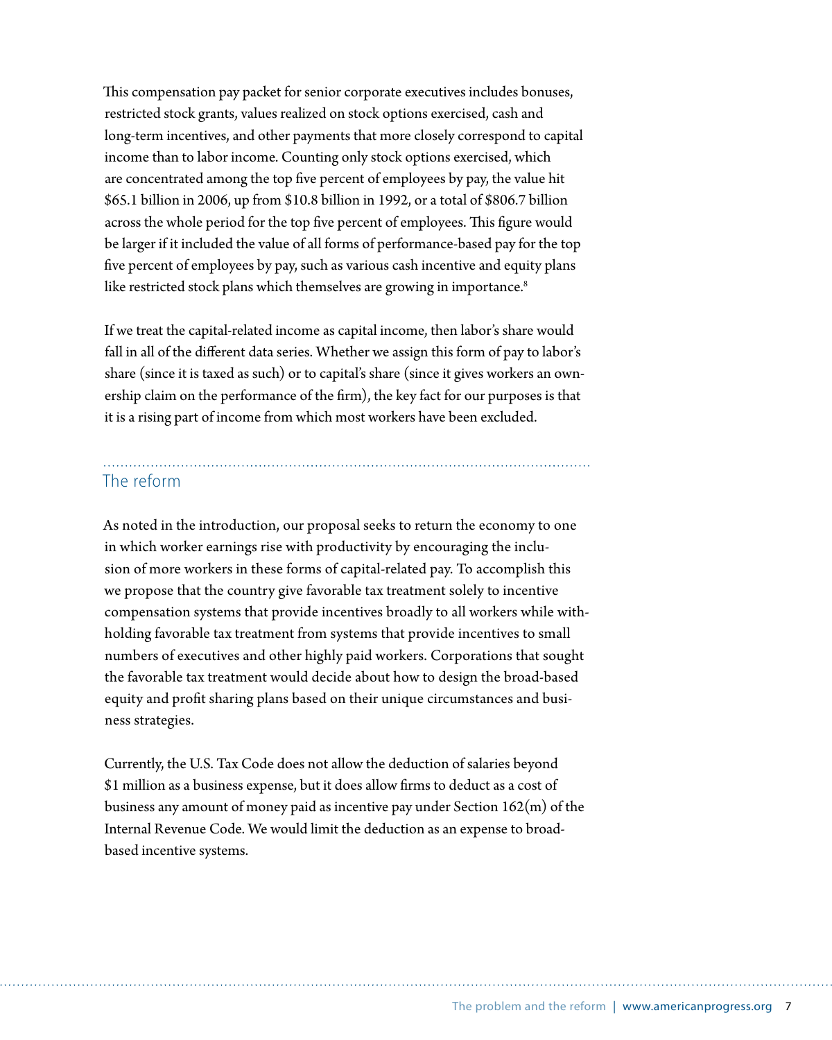This compensation pay packet for senior corporate executives includes bonuses, restricted stock grants, values realized on stock options exercised, cash and long-term incentives, and other payments that more closely correspond to capital income than to labor income. Counting only stock options exercised, which are concentrated among the top five percent of employees by pay, the value hit $65.1 billion in 2006, up from $10.8 billion in 1992, or a total of $806.7 billion across the whole period for the top five percent of employees. This figure would be larger if it included the value of all forms of performance-based pay for the top five percent of employees by pay, such as various cash incentive and equity plans like restricted stock plans which themselves are growing in importance.[8]

If we treat the capital-related income as capital income, then labor's share would fall in all of the different data series. Whether we assign this form of pay to labor's share (since it is taxed as such) or to capital's share (since it gives workers an ownership claim on the performance of the firm), the key fact for our purposes is that it is a rising part of income from which most workers have been excluded.

## The reform

As noted in the introduction, our proposal seeks to return the economy to one in which worker earnings rise with productivity by encouraging the inclusion of more workers in these forms of capital-related pay. To accomplish this we propose that the country give favorable tax treatment solely to incentive compensation systems that provide incentives broadly to all workers while withholding favorable tax treatment from systems that provide incentives to small numbers of executives and other highly paid workers. Corporations that sought the favorable tax treatment would decide about how to design the broad-based equity and profit sharing plans based on their unique circumstances and business strategies.

Currently, the U.S. Tax Code does not allow the deduction of salaries beyond $1 million as a business expense, but it does allow firms to deduct as a cost of business any amount of money paid as incentive pay under Section 162(m) of the Internal Revenue Code. We would limit the deduction as an expense to broad-based incentive systems.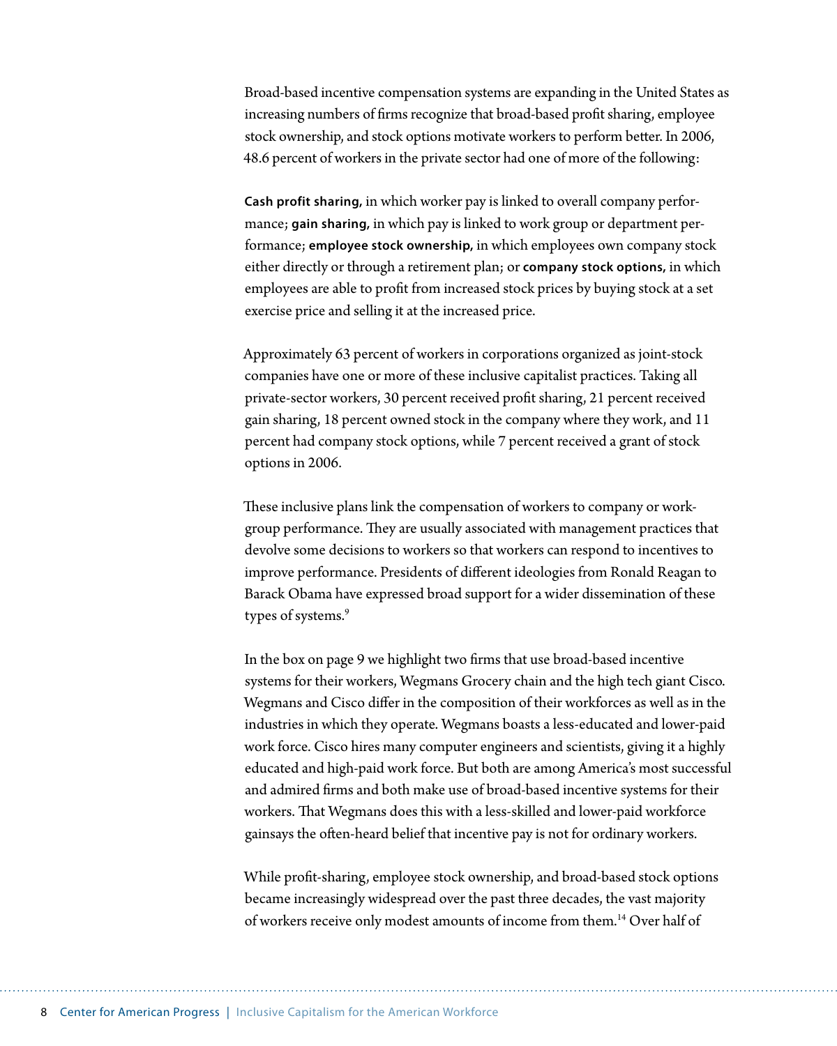Broad-based incentive compensation systems are expanding in the United States as increasing numbers of firms recognize that broad-based profit sharing, employee stock ownership, and stock options motivate workers to perform better. In 2006, 48.6 percent of workers in the private sector had one of more of the following:

**Cash profit sharing,** in which worker pay is linked to overall company performance; **gain sharing,** in which pay is linked to work group or department performance; **employee stock ownership,** in which employees own company stock either directly or through a retirement plan; or **company stock options,** in which employees are able to profit from increased stock prices by buying stock at a set exercise price and selling it at the increased price.

Approximately 63 percent of workers in corporations organized as joint-stock companies have one or more of these inclusive capitalist practices. Taking all private-sector workers, 30 percent received profit sharing, 21 percent received gain sharing, 18 percent owned stock in the company where they work, and 11 percent had company stock options, while 7 percent received a grant of stock options in 2006.

These inclusive plans link the compensation of workers to company or work-group performance. They are usually associated with management practices that devolve some decisions to workers so that workers can respond to incentives to improve performance. Presidents of different ideologies from Ronald Reagan to Barack Obama have expressed broad support for a wider dissemination of these types of systems.[9]

In the box on page 9 we highlight two firms that use broad-based incentive systems for their workers, Wegmans Grocery chain and the high tech giant Cisco. Wegmans and Cisco differ in the composition of their workforces as well as in the industries in which they operate. Wegmans boasts a less-educated and lower-paid work force. Cisco hires many computer engineers and scientists, giving it a highly educated and high-paid work force. But both are among America's most successful and admired firms and both make use of broad-based incentive systems for their workers. That Wegmans does this with a less-skilled and lower-paid workforce gainsays the often-heard belief that incentive pay is not for ordinary workers.

While profit-sharing, employee stock ownership, and broad-based stock options became increasingly widespread over the past three decades, the vast majority of workers receive only modest amounts of income from them.[14] Over half of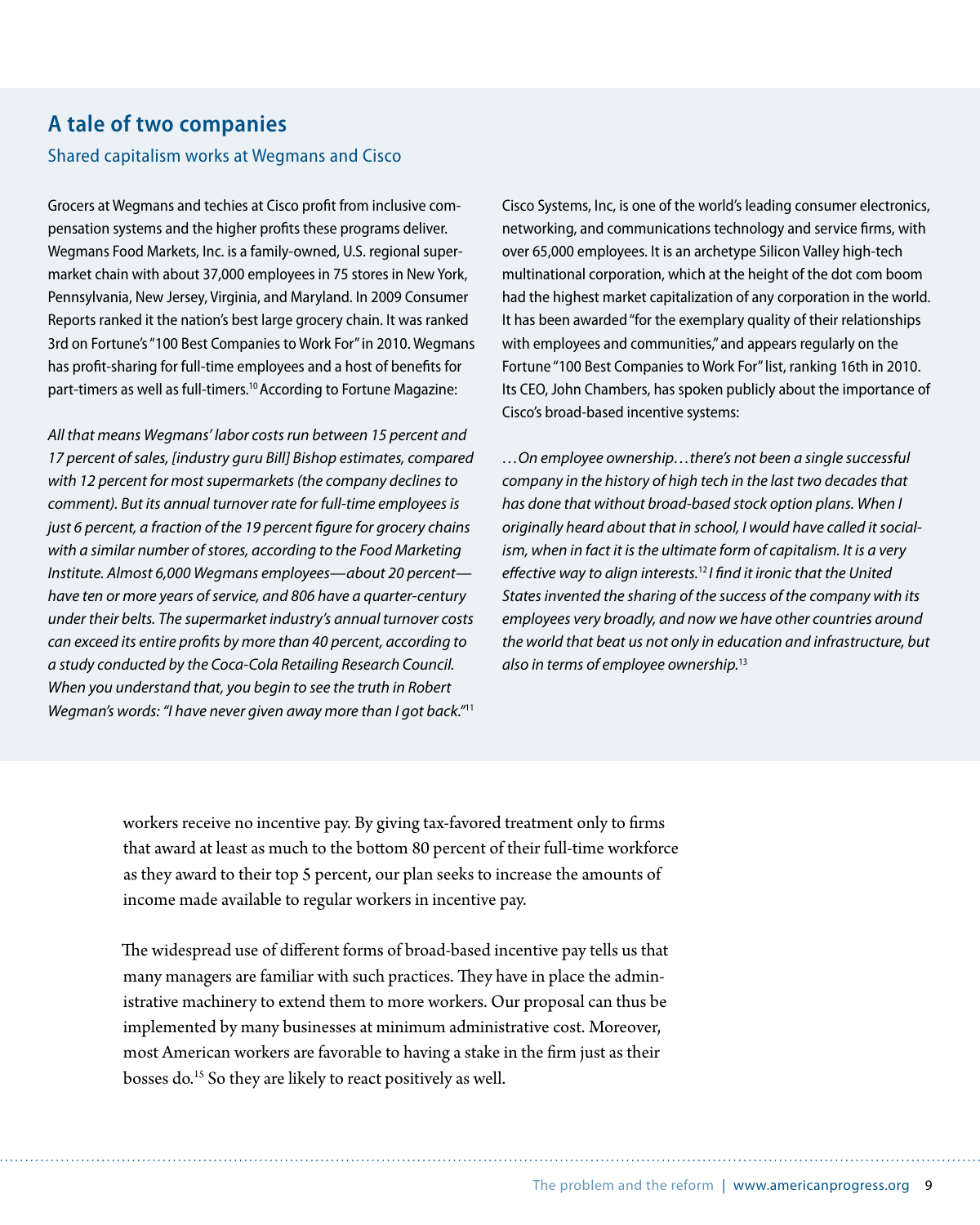## A tale of two companies

### Shared capitalism works at Wegmans and Cisco

Grocers at Wegmans and techies at Cisco profit from inclusive compensation systems and the higher profits these programs deliver. Wegmans Food Markets, Inc. is a family-owned, U.S. regional supermarket chain with about 37,000 employees in 75 stores in New York, Pennsylvania, New Jersey, Virginia, and Maryland. In 2009 Consumer Reports ranked it the nation's best large grocery chain. It was ranked 3rd on Fortune's "100 Best Companies to Work For" in 2010. Wegmans has profit-sharing for full-time employees and a host of benefits for part-timers as well as full-timers.[10] According to Fortune Magazine:

*All that means Wegmans' labor costs run between 15 percent and 17 percent of sales, [industry guru Bill] Bishop estimates, compared with 12 percent for most supermarkets (the company declines to comment). But its annual turnover rate for full-time employees is just 6 percent, a fraction of the 19 percent figure for grocery chains with a similar number of stores, according to the Food Marketing Institute. Almost 6,000 Wegmans employees—about 20 percent—have ten or more years of service, and 806 have a quarter-century under their belts. The supermarket industry's annual turnover costs can exceed its entire profits by more than 40 percent, according to a study conducted by the Coca-Cola Retailing Research Council. When you understand that, you begin to see the truth in Robert Wegman's words: "I have never given away more than I got back."*[11]

Cisco Systems, Inc, is one of the world's leading consumer electronics, networking, and communications technology and service firms, with over 65,000 employees. It is an archetype Silicon Valley high-tech multinational corporation, which at the height of the dot com boom had the highest market capitalization of any corporation in the world. It has been awarded "for the exemplary quality of their relationships with employees and communities," and appears regularly on the Fortune "100 Best Companies to Work For" list, ranking 16th in 2010. Its CEO, John Chambers, has spoken publicly about the importance of Cisco's broad-based incentive systems:

*…On employee ownership…there's not been a single successful company in the history of high tech in the last two decades that has done that without broad-based stock option plans. When I originally heard about that in school, I would have called it socialism, when in fact it is the ultimate form of capitalism. It is a very effective way to align interests.*[12] *I find it ironic that the United States invented the sharing of the success of the company with its employees very broadly, and now we have other countries around the world that beat us not only in education and infrastructure, but also in terms of employee ownership.*[13]

workers receive no incentive pay. By giving tax-favored treatment only to firms that award at least as much to the bottom 80 percent of their full-time workforce as they award to their top 5 percent, our plan seeks to increase the amounts of income made available to regular workers in incentive pay.

The widespread use of different forms of broad-based incentive pay tells us that many managers are familiar with such practices. They have in place the administrative machinery to extend them to more workers. Our proposal can thus be implemented by many businesses at minimum administrative cost. Moreover, most American workers are favorable to having a stake in the firm just as their bosses do.[15] So they are likely to react positively as well.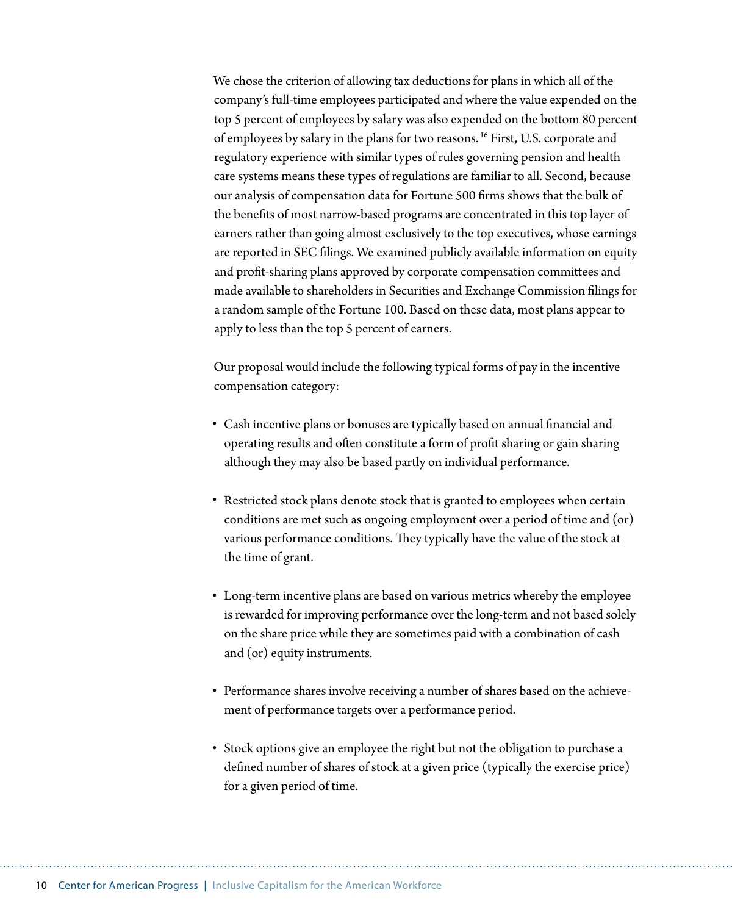We chose the criterion of allowing tax deductions for plans in which all of the company's full-time employees participated and where the value expended on the top 5 percent of employees by salary was also expended on the bottom 80 percent of employees by salary in the plans for two reasons. [16] First, U.S. corporate and regulatory experience with similar types of rules governing pension and health care systems means these types of regulations are familiar to all. Second, because our analysis of compensation data for Fortune 500 firms shows that the bulk of the benefits of most narrow-based programs are concentrated in this top layer of earners rather than going almost exclusively to the top executives, whose earnings are reported in SEC filings. We examined publicly available information on equity and profit-sharing plans approved by corporate compensation committees and made available to shareholders in Securities and Exchange Commission filings for a random sample of the Fortune 100. Based on these data, most plans appear to apply to less than the top 5 percent of earners.

Our proposal would include the following typical forms of pay in the incentive compensation category:

- Cash incentive plans or bonuses are typically based on annual financial and operating results and often constitute a form of profit sharing or gain sharing although they may also be based partly on individual performance.
- Restricted stock plans denote stock that is granted to employees when certain conditions are met such as ongoing employment over a period of time and (or) various performance conditions. They typically have the value of the stock at the time of grant.
- Long-term incentive plans are based on various metrics whereby the employee is rewarded for improving performance over the long-term and not based solely on the share price while they are sometimes paid with a combination of cash and (or) equity instruments.
- Performance shares involve receiving a number of shares based on the achievement of performance targets over a performance period.
- Stock options give an employee the right but not the obligation to purchase a defined number of shares of stock at a given price (typically the exercise price) for a given period of time.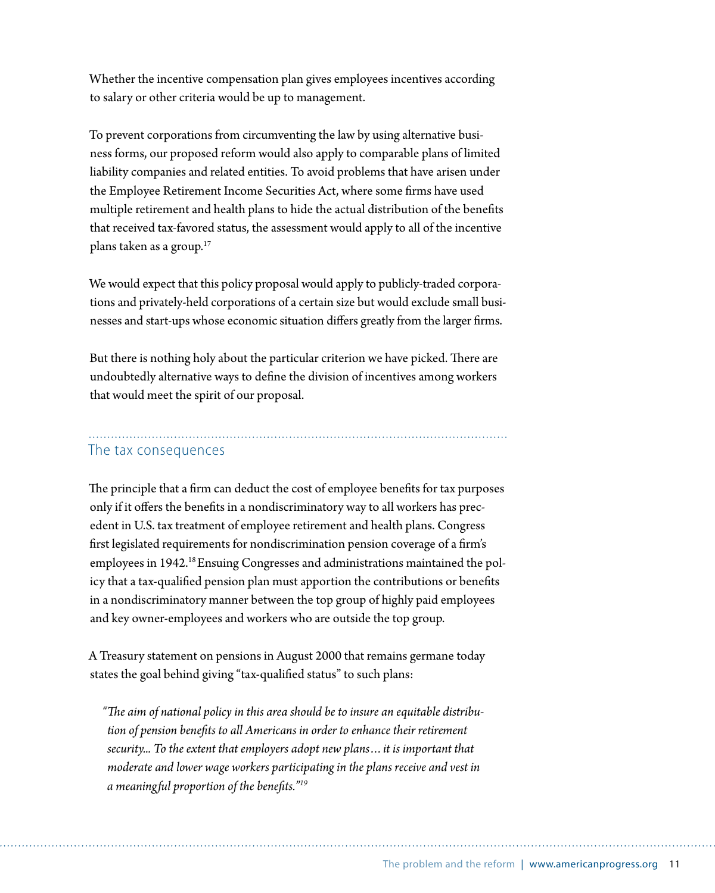Whether the incentive compensation plan gives employees incentives according to salary or other criteria would be up to management.

To prevent corporations from circumventing the law by using alternative business forms, our proposed reform would also apply to comparable plans of limited liability companies and related entities. To avoid problems that have arisen under the Employee Retirement Income Securities Act, where some firms have used multiple retirement and health plans to hide the actual distribution of the benefits that received tax-favored status, the assessment would apply to all of the incentive plans taken as a group.[17]

We would expect that this policy proposal would apply to publicly-traded corporations and privately-held corporations of a certain size but would exclude small businesses and start-ups whose economic situation differs greatly from the larger firms.

But there is nothing holy about the particular criterion we have picked. There are undoubtedly alternative ways to define the division of incentives among workers that would meet the spirit of our proposal.

## The tax consequences

The principle that a firm can deduct the cost of employee benefits for tax purposes only if it offers the benefits in a nondiscriminatory way to all workers has precedent in U.S. tax treatment of employee retirement and health plans. Congress first legislated requirements for nondiscrimination pension coverage of a firm's employees in 1942.[18] Ensuing Congresses and administrations maintained the policy that a tax-qualified pension plan must apportion the contributions or benefits in a nondiscriminatory manner between the top group of highly paid employees and key owner-employees and workers who are outside the top group.

A Treasury statement on pensions in August 2000 that remains germane today states the goal behind giving "tax-qualified status" to such plans:

> *"The aim of national policy in this area should be to insure an equitable distribution of pension benefits to all Americans in order to enhance their retirement security... To the extent that employers adopt new plans… it is important that moderate and lower wage workers participating in the plans receive and vest in a meaningful proportion of the benefits."*[19]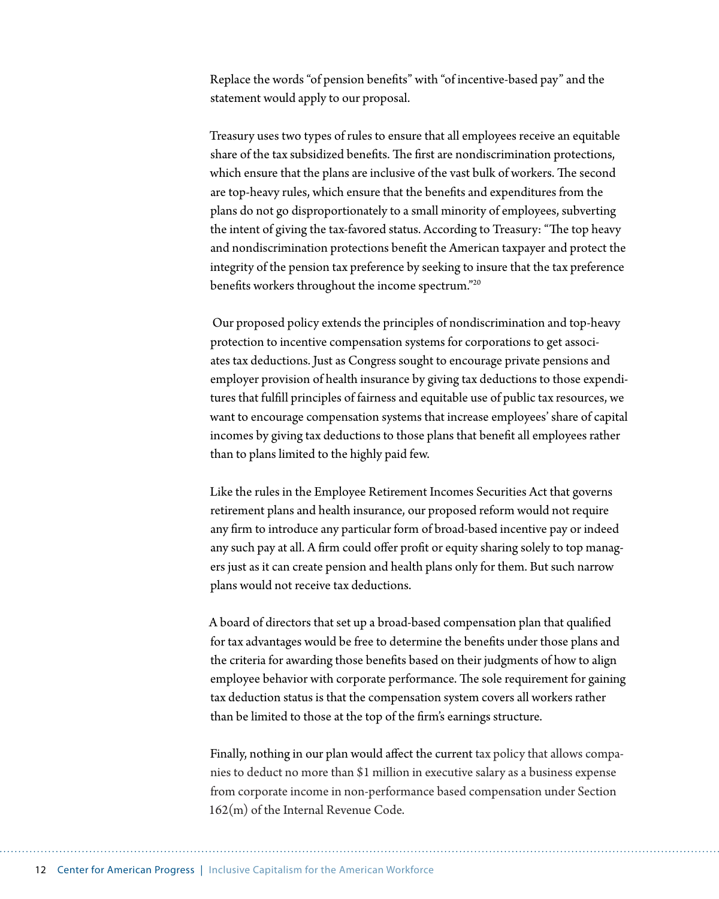Replace the words "of pension benefits" with "of incentive-based pay" and the statement would apply to our proposal.

Treasury uses two types of rules to ensure that all employees receive an equitable share of the tax subsidized benefits. The first are nondiscrimination protections, which ensure that the plans are inclusive of the vast bulk of workers. The second are top-heavy rules, which ensure that the benefits and expenditures from the plans do not go disproportionately to a small minority of employees, subverting the intent of giving the tax-favored status. According to Treasury: "The top heavy and nondiscrimination protections benefit the American taxpayer and protect the integrity of the pension tax preference by seeking to insure that the tax preference benefits workers throughout the income spectrum."[20]

Our proposed policy extends the principles of nondiscrimination and top-heavy protection to incentive compensation systems for corporations to get associates tax deductions. Just as Congress sought to encourage private pensions and employer provision of health insurance by giving tax deductions to those expenditures that fulfill principles of fairness and equitable use of public tax resources, we want to encourage compensation systems that increase employees' share of capital incomes by giving tax deductions to those plans that benefit all employees rather than to plans limited to the highly paid few.

Like the rules in the Employee Retirement Incomes Securities Act that governs retirement plans and health insurance, our proposed reform would not require any firm to introduce any particular form of broad-based incentive pay or indeed any such pay at all. A firm could offer profit or equity sharing solely to top managers just as it can create pension and health plans only for them. But such narrow plans would not receive tax deductions.

A board of directors that set up a broad-based compensation plan that qualified for tax advantages would be free to determine the benefits under those plans and the criteria for awarding those benefits based on their judgments of how to align employee behavior with corporate performance. The sole requirement for gaining tax deduction status is that the compensation system covers all workers rather than be limited to those at the top of the firm's earnings structure.

Finally, nothing in our plan would affect the current tax policy that allows companies to deduct no more than $1 million in executive salary as a business expense from corporate income in non-performance based compensation under Section 162(m) of the Internal Revenue Code.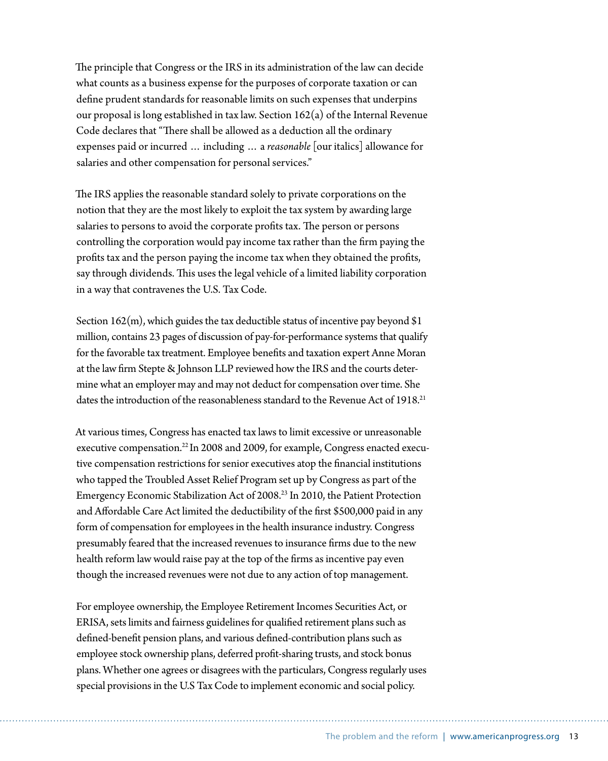The principle that Congress or the IRS in its administration of the law can decide what counts as a business expense for the purposes of corporate taxation or can define prudent standards for reasonable limits on such expenses that underpins our proposal is long established in tax law. Section 162(a) of the Internal Revenue Code declares that "There shall be allowed as a deduction all the ordinary expenses paid or incurred … including … a *reasonable* [our italics] allowance for salaries and other compensation for personal services."

The IRS applies the reasonable standard solely to private corporations on the notion that they are the most likely to exploit the tax system by awarding large salaries to persons to avoid the corporate profits tax. The person or persons controlling the corporation would pay income tax rather than the firm paying the profits tax and the person paying the income tax when they obtained the profits, say through dividends. This uses the legal vehicle of a limited liability corporation in a way that contravenes the U.S. Tax Code.

Section 162(m), which guides the tax deductible status of incentive pay beyond $1 million, contains 23 pages of discussion of pay-for-performance systems that qualify for the favorable tax treatment. Employee benefits and taxation expert Anne Moran at the law firm Stepte & Johnson LLP reviewed how the IRS and the courts determine what an employer may and may not deduct for compensation over time. She dates the introduction of the reasonableness standard to the Revenue Act of 1918.[21]

At various times, Congress has enacted tax laws to limit excessive or unreasonable executive compensation.[22] In 2008 and 2009, for example, Congress enacted executive compensation restrictions for senior executives atop the financial institutions who tapped the Troubled Asset Relief Program set up by Congress as part of the Emergency Economic Stabilization Act of 2008.[23] In 2010, the Patient Protection and Affordable Care Act limited the deductibility of the first $500,000 paid in any form of compensation for employees in the health insurance industry. Congress presumably feared that the increased revenues to insurance firms due to the new health reform law would raise pay at the top of the firms as incentive pay even though the increased revenues were not due to any action of top management.

For employee ownership, the Employee Retirement Incomes Securities Act, or ERISA, sets limits and fairness guidelines for qualified retirement plans such as defined-benefit pension plans, and various defined-contribution plans such as employee stock ownership plans, deferred profit-sharing trusts, and stock bonus plans. Whether one agrees or disagrees with the particulars, Congress regularly uses special provisions in the U.S Tax Code to implement economic and social policy.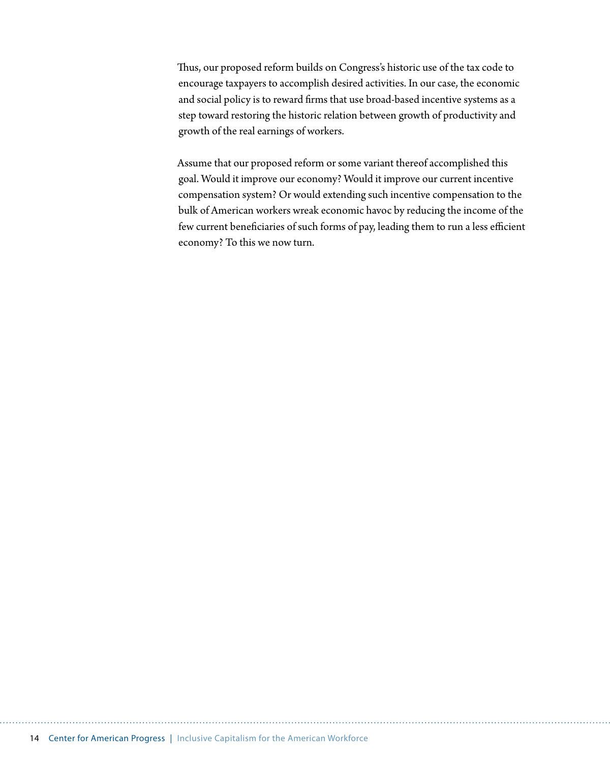Thus, our proposed reform builds on Congress's historic use of the tax code to encourage taxpayers to accomplish desired activities. In our case, the economic and social policy is to reward firms that use broad-based incentive systems as a step toward restoring the historic relation between growth of productivity and growth of the real earnings of workers.

Assume that our proposed reform or some variant thereof accomplished this goal. Would it improve our economy? Would it improve our current incentive compensation system? Or would extending such incentive compensation to the bulk of American workers wreak economic havoc by reducing the income of the few current beneficiaries of such forms of pay, leading them to run a less efficient economy? To this we now turn.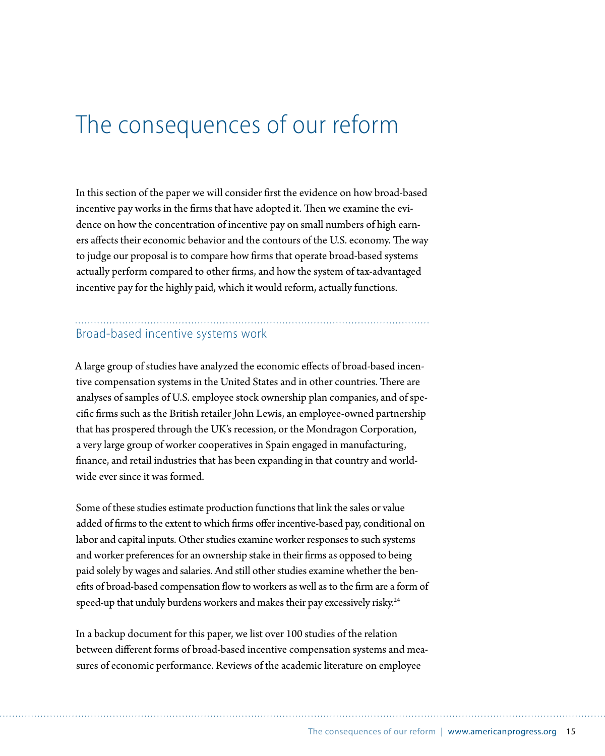# The consequences of our reform

In this section of the paper we will consider first the evidence on how broad-based incentive pay works in the firms that have adopted it. Then we examine the evidence on how the concentration of incentive pay on small numbers of high earners affects their economic behavior and the contours of the U.S. economy. The way to judge our proposal is to compare how firms that operate broad-based systems actually perform compared to other firms, and how the system of tax-advantaged incentive pay for the highly paid, which it would reform, actually functions.

## Broad-based incentive systems work

A large group of studies have analyzed the economic effects of broad-based incentive compensation systems in the United States and in other countries. There are analyses of samples of U.S. employee stock ownership plan companies, and of specific firms such as the British retailer John Lewis, an employee-owned partnership that has prospered through the UK's recession, or the Mondragon Corporation, a very large group of worker cooperatives in Spain engaged in manufacturing, finance, and retail industries that has been expanding in that country and worldwide ever since it was formed.

Some of these studies estimate production functions that link the sales or value added of firms to the extent to which firms offer incentive-based pay, conditional on labor and capital inputs. Other studies examine worker responses to such systems and worker preferences for an ownership stake in their firms as opposed to being paid solely by wages and salaries. And still other studies examine whether the benefits of broad-based compensation flow to workers as well as to the firm are a form of speed-up that unduly burdens workers and makes their pay excessively risky.[24]

In a backup document for this paper, we list over 100 studies of the relation between different forms of broad-based incentive compensation systems and measures of economic performance. Reviews of the academic literature on employee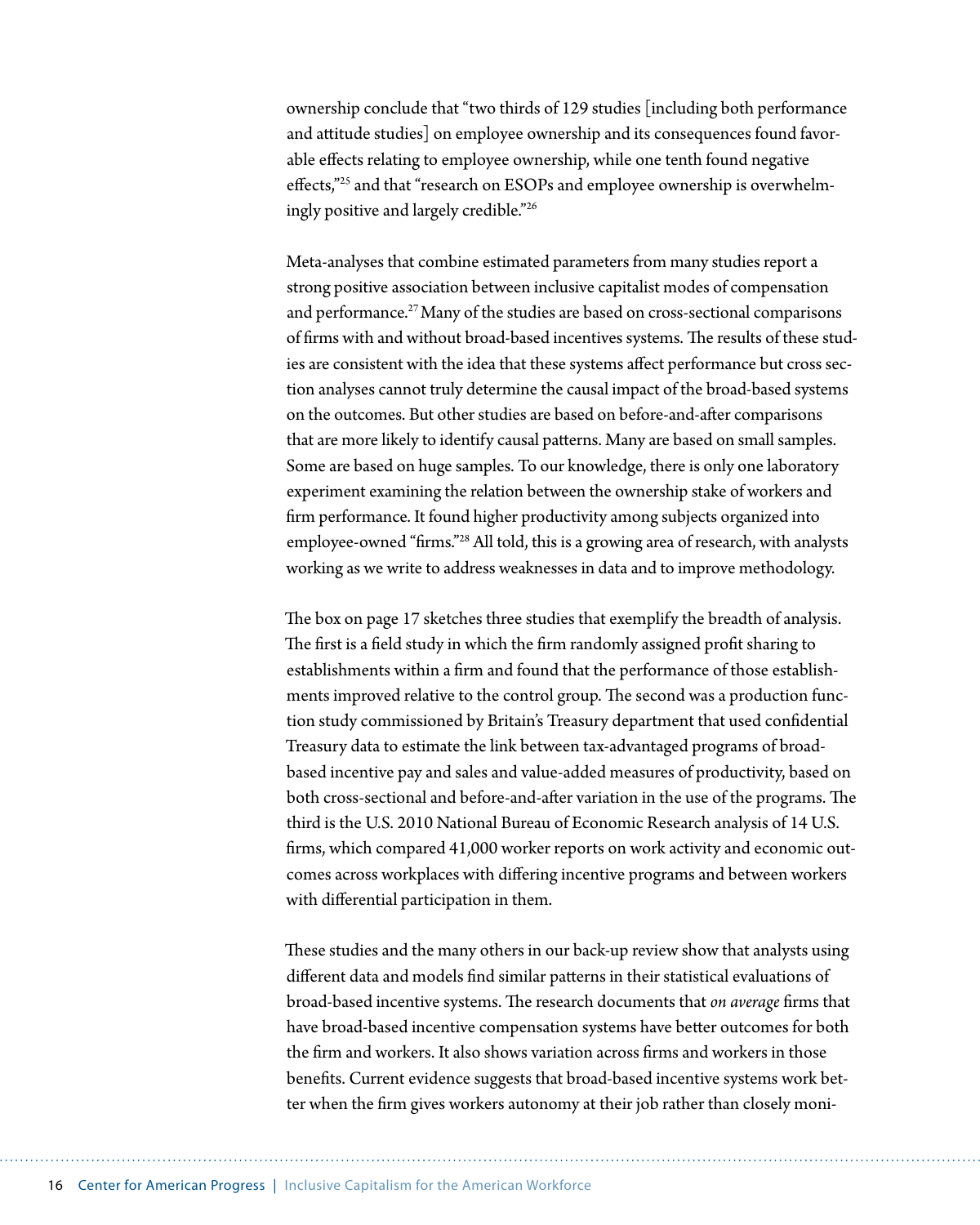ownership conclude that "two thirds of 129 studies [including both performance and attitude studies] on employee ownership and its consequences found favorable effects relating to employee ownership, while one tenth found negative effects,"[25] and that "research on ESOPs and employee ownership is overwhelmingly positive and largely credible."[26]

Meta-analyses that combine estimated parameters from many studies report a strong positive association between inclusive capitalist modes of compensation and performance.[27] Many of the studies are based on cross-sectional comparisons of firms with and without broad-based incentives systems. The results of these studies are consistent with the idea that these systems affect performance but cross section analyses cannot truly determine the causal impact of the broad-based systems on the outcomes. But other studies are based on before-and-after comparisons that are more likely to identify causal patterns. Many are based on small samples. Some are based on huge samples. To our knowledge, there is only one laboratory experiment examining the relation between the ownership stake of workers and firm performance. It found higher productivity among subjects organized into employee-owned "firms."[28] All told, this is a growing area of research, with analysts working as we write to address weaknesses in data and to improve methodology.

The box on page 17 sketches three studies that exemplify the breadth of analysis. The first is a field study in which the firm randomly assigned profit sharing to establishments within a firm and found that the performance of those establishments improved relative to the control group. The second was a production function study commissioned by Britain's Treasury department that used confidential Treasury data to estimate the link between tax-advantaged programs of broad-based incentive pay and sales and value-added measures of productivity, based on both cross-sectional and before-and-after variation in the use of the programs. The third is the U.S. 2010 National Bureau of Economic Research analysis of 14 U.S. firms, which compared 41,000 worker reports on work activity and economic outcomes across workplaces with differing incentive programs and between workers with differential participation in them.

These studies and the many others in our back-up review show that analysts using different data and models find similar patterns in their statistical evaluations of broad-based incentive systems. The research documents that *on average* firms that have broad-based incentive compensation systems have better outcomes for both the firm and workers. It also shows variation across firms and workers in those benefits. Current evidence suggests that broad-based incentive systems work better when the firm gives workers autonomy at their job rather than closely moni-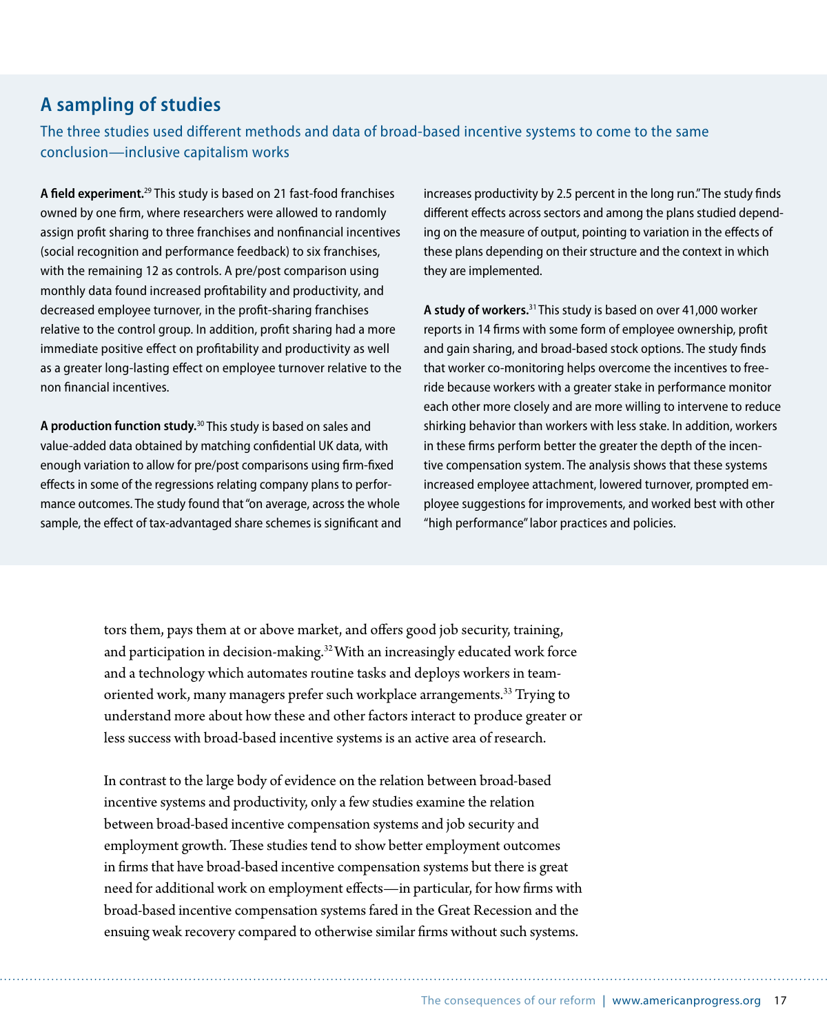## A sampling of studies

The three studies used different methods and data of broad-based incentive systems to come to the same conclusion—inclusive capitalism works

**A field experiment.**[29] This study is based on 21 fast-food franchises owned by one firm, where researchers were allowed to randomly assign profit sharing to three franchises and nonfinancial incentives (social recognition and performance feedback) to six franchises, with the remaining 12 as controls. A pre/post comparison using monthly data found increased profitability and productivity, and decreased employee turnover, in the profit-sharing franchises relative to the control group. In addition, profit sharing had a more immediate positive effect on profitability and productivity as well as a greater long-lasting effect on employee turnover relative to the non financial incentives.

**A production function study.**[30] This study is based on sales and value-added data obtained by matching confidential UK data, with enough variation to allow for pre/post comparisons using firm-fixed effects in some of the regressions relating company plans to performance outcomes. The study found that "on average, across the whole sample, the effect of tax-advantaged share schemes is significant and increases productivity by 2.5 percent in the long run." The study finds different effects across sectors and among the plans studied depending on the measure of output, pointing to variation in the effects of these plans depending on their structure and the context in which they are implemented.

**A study of workers.**[31] This study is based on over 41,000 worker reports in 14 firms with some form of employee ownership, profit and gain sharing, and broad-based stock options. The study finds that worker co-monitoring helps overcome the incentives to free-ride because workers with a greater stake in performance monitor each other more closely and are more willing to intervene to reduce shirking behavior than workers with less stake. In addition, workers in these firms perform better the greater the depth of the incentive compensation system. The analysis shows that these systems increased employee attachment, lowered turnover, prompted employee suggestions for improvements, and worked best with other "high performance" labor practices and policies.

tors them, pays them at or above market, and offers good job security, training, and participation in decision-making.[32] With an increasingly educated work force and a technology which automates routine tasks and deploys workers in team-oriented work, many managers prefer such workplace arrangements.[33] Trying to understand more about how these and other factors interact to produce greater or less success with broad-based incentive systems is an active area of research.

In contrast to the large body of evidence on the relation between broad-based incentive systems and productivity, only a few studies examine the relation between broad-based incentive compensation systems and job security and employment growth. These studies tend to show better employment outcomes in firms that have broad-based incentive compensation systems but there is great need for additional work on employment effects—in particular, for how firms with broad-based incentive compensation systems fared in the Great Recession and the ensuing weak recovery compared to otherwise similar firms without such systems.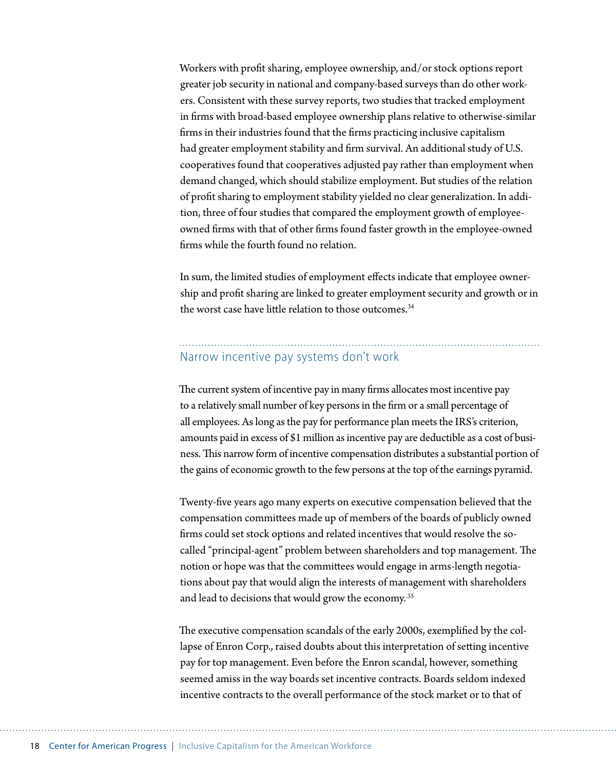Workers with profit sharing, employee ownership, and/or stock options report greater job security in national and company-based surveys than do other workers. Consistent with these survey reports, two studies that tracked employment in firms with broad-based employee ownership plans relative to otherwise-similar firms in their industries found that the firms practicing inclusive capitalism had greater employment stability and firm survival. An additional study of U.S. cooperatives found that cooperatives adjusted pay rather than employment when demand changed, which should stabilize employment. But studies of the relation of profit sharing to employment stability yielded no clear generalization. In addition, three of four studies that compared the employment growth of employee-owned firms with that of other firms found faster growth in the employee-owned firms while the fourth found no relation.

In sum, the limited studies of employment effects indicate that employee ownership and profit sharing are linked to greater employment security and growth or in the worst case have little relation to those outcomes.[34]

## Narrow incentive pay systems don't work

The current system of incentive pay in many firms allocates most incentive pay to a relatively small number of key persons in the firm or a small percentage of all employees. As long as the pay for performance plan meets the IRS's criterion, amounts paid in excess of $1 million as incentive pay are deductible as a cost of business. This narrow form of incentive compensation distributes a substantial portion of the gains of economic growth to the few persons at the top of the earnings pyramid.

Twenty-five years ago many experts on executive compensation believed that the compensation committees made up of members of the boards of publicly owned firms could set stock options and related incentives that would resolve the so-called "principal-agent" problem between shareholders and top management. The notion or hope was that the committees would engage in arms-length negotiations about pay that would align the interests of management with shareholders and lead to decisions that would grow the economy.[35]

The executive compensation scandals of the early 2000s, exemplified by the collapse of Enron Corp., raised doubts about this interpretation of setting incentive pay for top management. Even before the Enron scandal, however, something seemed amiss in the way boards set incentive contracts. Boards seldom indexed incentive contracts to the overall performance of the stock market or to that of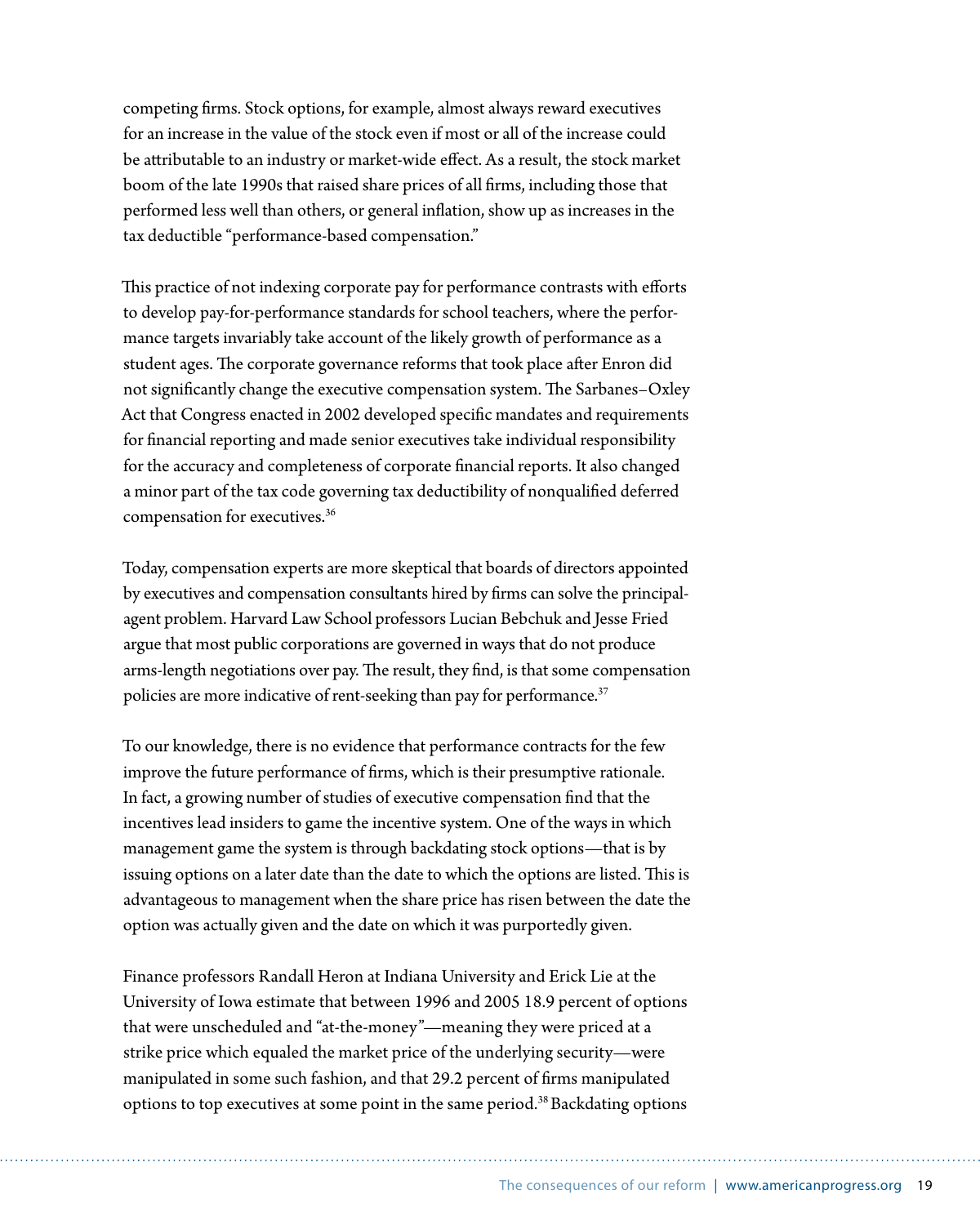competing firms. Stock options, for example, almost always reward executives for an increase in the value of the stock even if most or all of the increase could be attributable to an industry or market-wide effect. As a result, the stock market boom of the late 1990s that raised share prices of all firms, including those that performed less well than others, or general inflation, show up as increases in the tax deductible "performance-based compensation."

This practice of not indexing corporate pay for performance contrasts with efforts to develop pay-for-performance standards for school teachers, where the performance targets invariably take account of the likely growth of performance as a student ages. The corporate governance reforms that took place after Enron did not significantly change the executive compensation system. The Sarbanes–Oxley Act that Congress enacted in 2002 developed specific mandates and requirements for financial reporting and made senior executives take individual responsibility for the accuracy and completeness of corporate financial reports. It also changed a minor part of the tax code governing tax deductibility of nonqualified deferred compensation for executives.[36]

Today, compensation experts are more skeptical that boards of directors appointed by executives and compensation consultants hired by firms can solve the principal-agent problem. Harvard Law School professors Lucian Bebchuk and Jesse Fried argue that most public corporations are governed in ways that do not produce arms-length negotiations over pay. The result, they find, is that some compensation policies are more indicative of rent-seeking than pay for performance.[37]

To our knowledge, there is no evidence that performance contracts for the few improve the future performance of firms, which is their presumptive rationale. In fact, a growing number of studies of executive compensation find that the incentives lead insiders to game the incentive system. One of the ways in which management game the system is through backdating stock options—that is by issuing options on a later date than the date to which the options are listed. This is advantageous to management when the share price has risen between the date the option was actually given and the date on which it was purportedly given.

Finance professors Randall Heron at Indiana University and Erick Lie at the University of Iowa estimate that between 1996 and 2005 18.9 percent of options that were unscheduled and "at-the-money"—meaning they were priced at a strike price which equaled the market price of the underlying security—were manipulated in some such fashion, and that 29.2 percent of firms manipulated options to top executives at some point in the same period.[38] Backdating options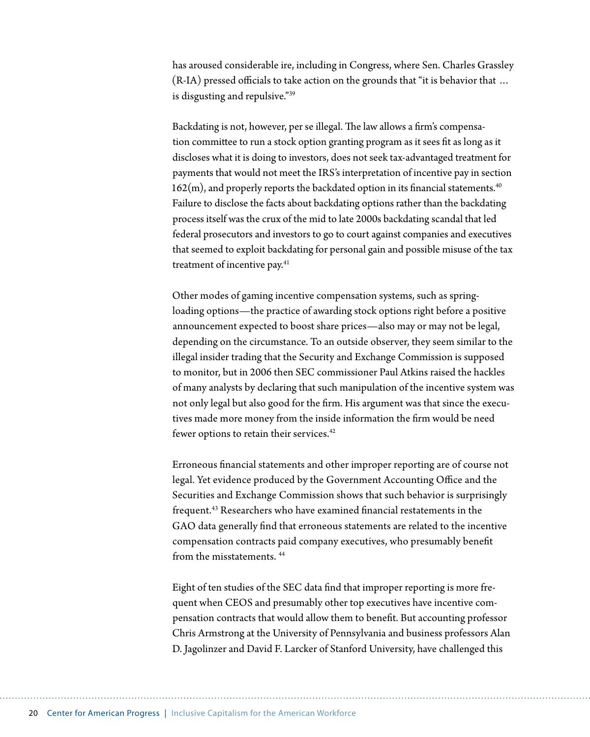has aroused considerable ire, including in Congress, where Sen. Charles Grassley (R-IA) pressed officials to take action on the grounds that "it is behavior that … is disgusting and repulsive."[39]

Backdating is not, however, per se illegal. The law allows a firm's compensation committee to run a stock option granting program as it sees fit as long as it discloses what it is doing to investors, does not seek tax-advantaged treatment for payments that would not meet the IRS's interpretation of incentive pay in section 162(m), and properly reports the backdated option in its financial statements.[40] Failure to disclose the facts about backdating options rather than the backdating process itself was the crux of the mid to late 2000s backdating scandal that led federal prosecutors and investors to go to court against companies and executives that seemed to exploit backdating for personal gain and possible misuse of the tax treatment of incentive pay.[41]

Other modes of gaming incentive compensation systems, such as spring-loading options—the practice of awarding stock options right before a positive announcement expected to boost share prices—also may or may not be legal, depending on the circumstance. To an outside observer, they seem similar to the illegal insider trading that the Security and Exchange Commission is supposed to monitor, but in 2006 then SEC commissioner Paul Atkins raised the hackles of many analysts by declaring that such manipulation of the incentive system was not only legal but also good for the firm. His argument was that since the executives made more money from the inside information the firm would be need fewer options to retain their services.[42]

Erroneous financial statements and other improper reporting are of course not legal. Yet evidence produced by the Government Accounting Office and the Securities and Exchange Commission shows that such behavior is surprisingly frequent.[43] Researchers who have examined financial restatements in the GAO data generally find that erroneous statements are related to the incentive compensation contracts paid company executives, who presumably benefit from the misstatements. [44]

Eight of ten studies of the SEC data find that improper reporting is more frequent when CEOS and presumably other top executives have incentive compensation contracts that would allow them to benefit. But accounting professor Chris Armstrong at the University of Pennsylvania and business professors Alan D. Jagolinzer and David F. Larcker of Stanford University, have challenged this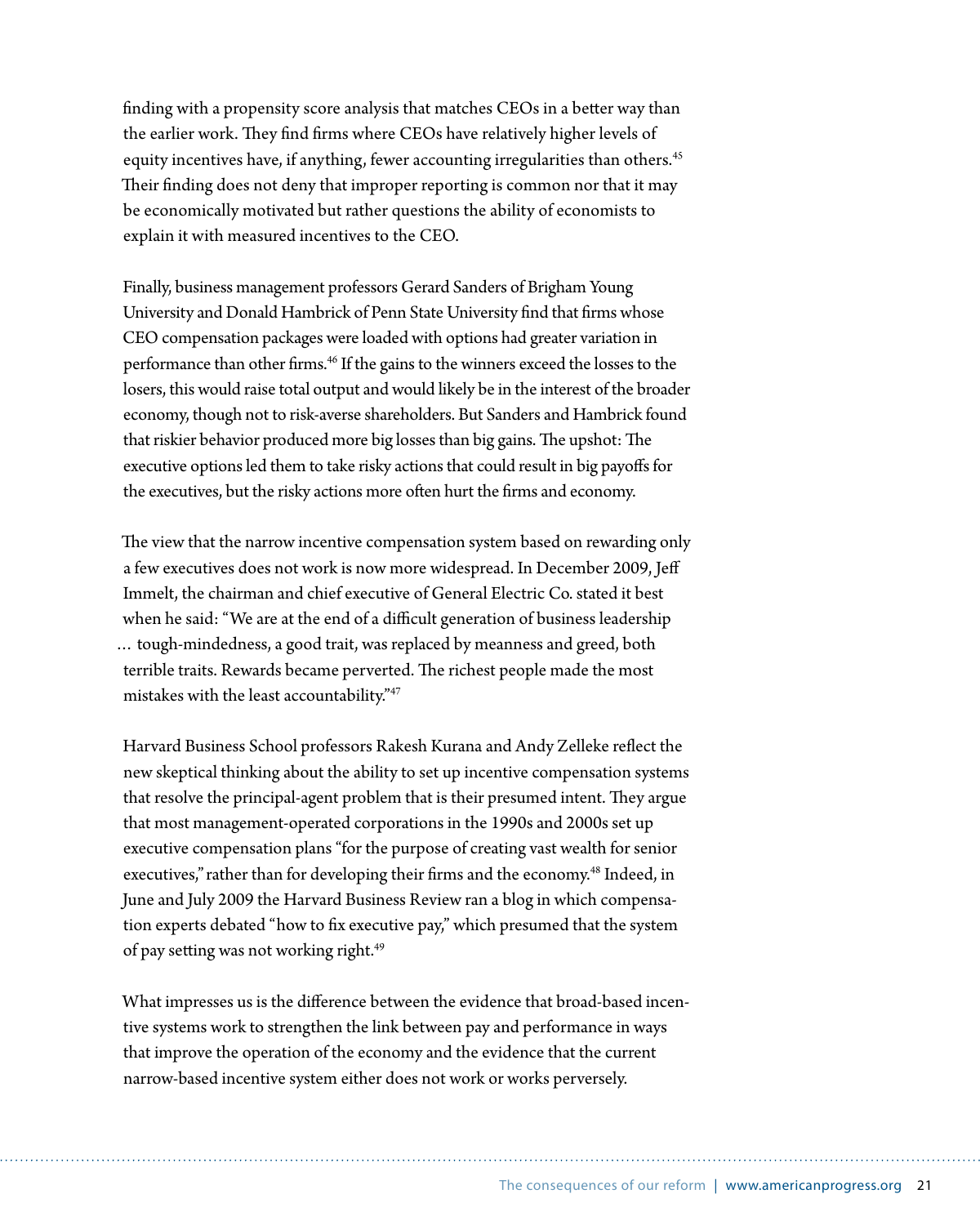finding with a propensity score analysis that matches CEOs in a better way than the earlier work. They find firms where CEOs have relatively higher levels of equity incentives have, if anything, fewer accounting irregularities than others.[45] Their finding does not deny that improper reporting is common nor that it may be economically motivated but rather questions the ability of economists to explain it with measured incentives to the CEO.

Finally, business management professors Gerard Sanders of Brigham Young University and Donald Hambrick of Penn State University find that firms whose CEO compensation packages were loaded with options had greater variation in performance than other firms.[46] If the gains to the winners exceed the losses to the losers, this would raise total output and would likely be in the interest of the broader economy, though not to risk-averse shareholders. But Sanders and Hambrick found that riskier behavior produced more big losses than big gains. The upshot: The executive options led them to take risky actions that could result in big payoffs for the executives, but the risky actions more often hurt the firms and economy.

The view that the narrow incentive compensation system based on rewarding only a few executives does not work is now more widespread. In December 2009, Jeff Immelt, the chairman and chief executive of General Electric Co. stated it best when he said: "We are at the end of a difficult generation of business leadership … tough-mindedness, a good trait, was replaced by meanness and greed, both terrible traits. Rewards became perverted. The richest people made the most mistakes with the least accountability."[47]

Harvard Business School professors Rakesh Kurana and Andy Zelleke reflect the new skeptical thinking about the ability to set up incentive compensation systems that resolve the principal-agent problem that is their presumed intent. They argue that most management-operated corporations in the 1990s and 2000s set up executive compensation plans "for the purpose of creating vast wealth for senior executives," rather than for developing their firms and the economy.[48] Indeed, in June and July 2009 the Harvard Business Review ran a blog in which compensation experts debated "how to fix executive pay," which presumed that the system of pay setting was not working right.[49]

What impresses us is the difference between the evidence that broad-based incentive systems work to strengthen the link between pay and performance in ways that improve the operation of the economy and the evidence that the current narrow-based incentive system either does not work or works perversely.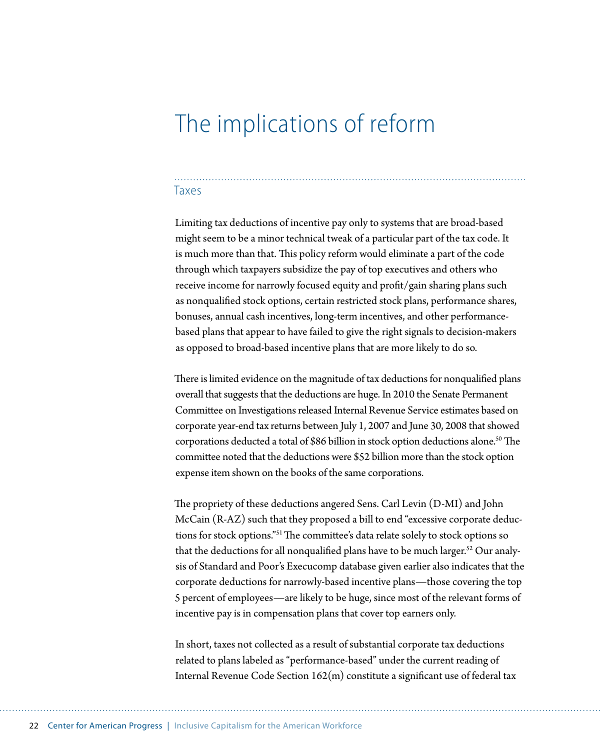# The implications of reform

## Taxes

Limiting tax deductions of incentive pay only to systems that are broad-based might seem to be a minor technical tweak of a particular part of the tax code. It is much more than that. This policy reform would eliminate a part of the code through which taxpayers subsidize the pay of top executives and others who receive income for narrowly focused equity and profit/gain sharing plans such as nonqualified stock options, certain restricted stock plans, performance shares, bonuses, annual cash incentives, long-term incentives, and other performance-based plans that appear to have failed to give the right signals to decision-makers as opposed to broad-based incentive plans that are more likely to do so.

There is limited evidence on the magnitude of tax deductions for nonqualified plans overall that suggests that the deductions are huge. In 2010 the Senate Permanent Committee on Investigations released Internal Revenue Service estimates based on corporate year-end tax returns between July 1, 2007 and June 30, 2008 that showed corporations deducted a total of $86 billion in stock option deductions alone.[50] The committee noted that the deductions were $52 billion more than the stock option expense item shown on the books of the same corporations.

The propriety of these deductions angered Sens. Carl Levin (D-MI) and John McCain (R-AZ) such that they proposed a bill to end "excessive corporate deductions for stock options."[51] The committee's data relate solely to stock options so that the deductions for all nonqualified plans have to be much larger.[52] Our analysis of Standard and Poor's Execucomp database given earlier also indicates that the corporate deductions for narrowly-based incentive plans—those covering the top 5 percent of employees—are likely to be huge, since most of the relevant forms of incentive pay is in compensation plans that cover top earners only.

In short, taxes not collected as a result of substantial corporate tax deductions related to plans labeled as "performance-based" under the current reading of Internal Revenue Code Section 162(m) constitute a significant use of federal tax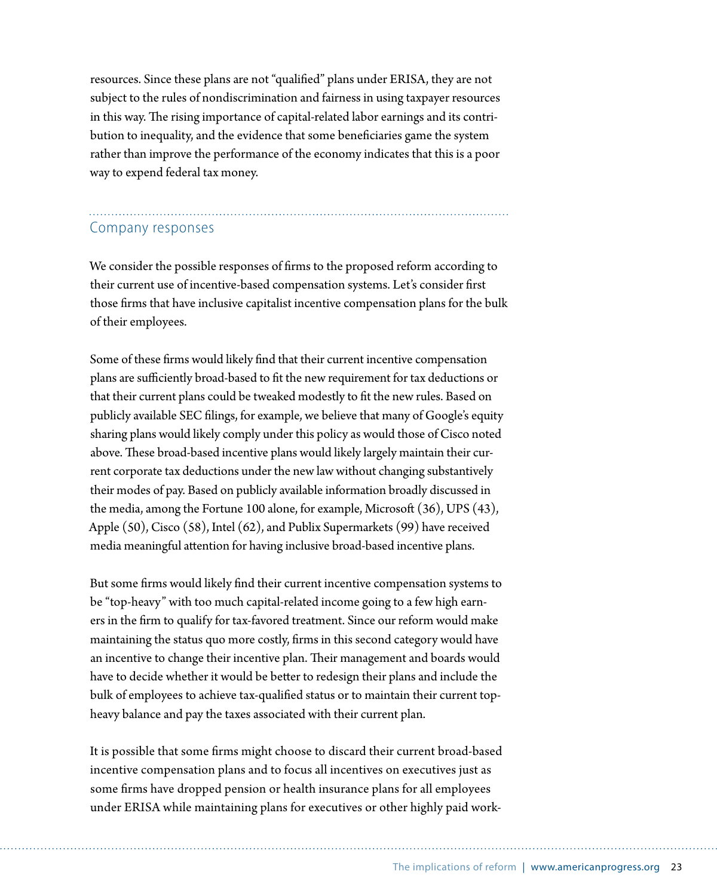resources. Since these plans are not "qualified" plans under ERISA, they are not subject to the rules of nondiscrimination and fairness in using taxpayer resources in this way. The rising importance of capital-related labor earnings and its contribution to inequality, and the evidence that some beneficiaries game the system rather than improve the performance of the economy indicates that this is a poor way to expend federal tax money.

## Company responses

We consider the possible responses of firms to the proposed reform according to their current use of incentive-based compensation systems. Let's consider first those firms that have inclusive capitalist incentive compensation plans for the bulk of their employees.

Some of these firms would likely find that their current incentive compensation plans are sufficiently broad-based to fit the new requirement for tax deductions or that their current plans could be tweaked modestly to fit the new rules. Based on publicly available SEC filings, for example, we believe that many of Google's equity sharing plans would likely comply under this policy as would those of Cisco noted above. These broad-based incentive plans would likely largely maintain their current corporate tax deductions under the new law without changing substantively their modes of pay. Based on publicly available information broadly discussed in the media, among the Fortune 100 alone, for example, Microsoft (36), UPS (43), Apple (50), Cisco (58), Intel (62), and Publix Supermarkets (99) have received media meaningful attention for having inclusive broad-based incentive plans.

But some firms would likely find their current incentive compensation systems to be "top-heavy" with too much capital-related income going to a few high earners in the firm to qualify for tax-favored treatment. Since our reform would make maintaining the status quo more costly, firms in this second category would have an incentive to change their incentive plan. Their management and boards would have to decide whether it would be better to redesign their plans and include the bulk of employees to achieve tax-qualified status or to maintain their current top-heavy balance and pay the taxes associated with their current plan.

It is possible that some firms might choose to discard their current broad-based incentive compensation plans and to focus all incentives on executives just as some firms have dropped pension or health insurance plans for all employees under ERISA while maintaining plans for executives or other highly paid work-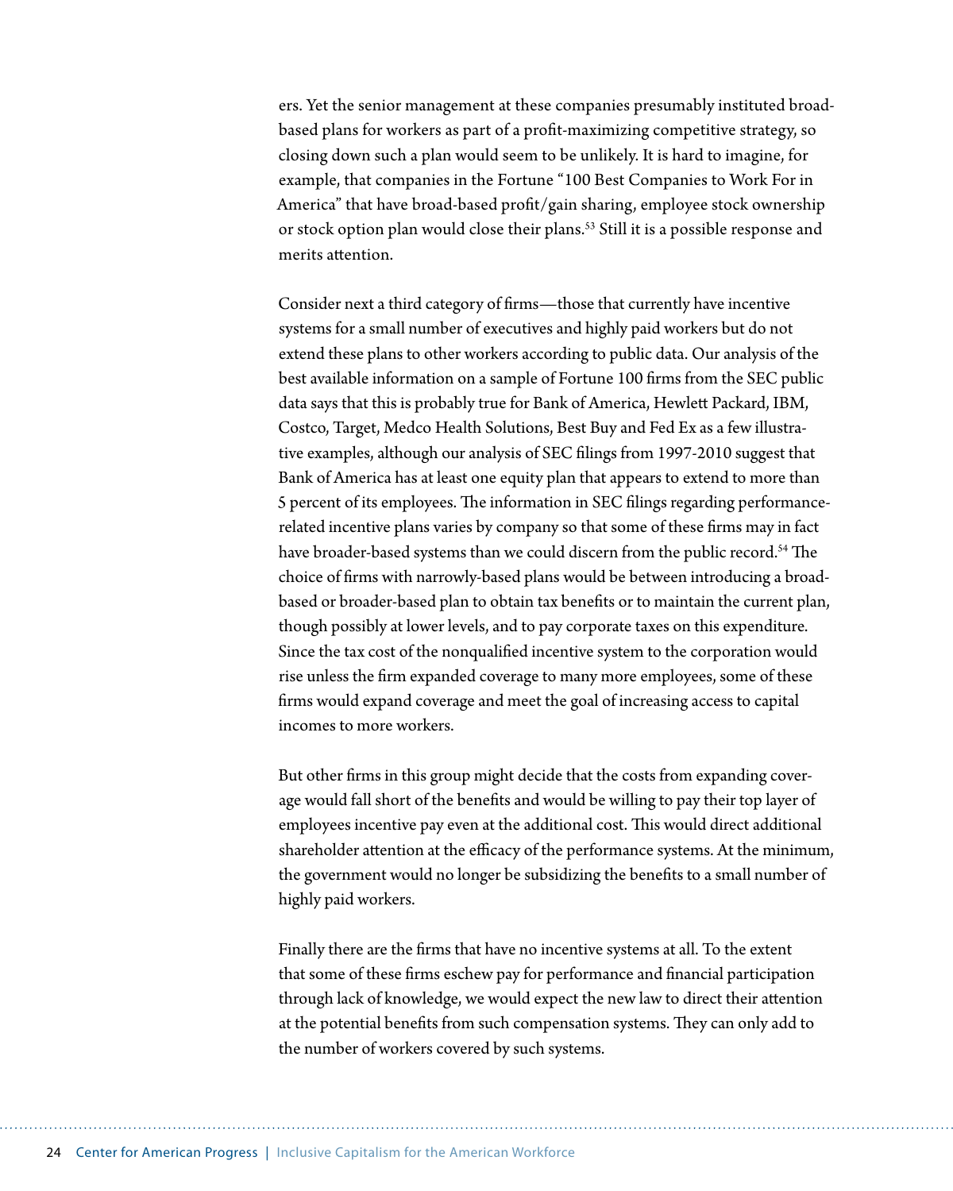ers. Yet the senior management at these companies presumably instituted broad-based plans for workers as part of a profit-maximizing competitive strategy, so closing down such a plan would seem to be unlikely. It is hard to imagine, for example, that companies in the Fortune "100 Best Companies to Work For in America" that have broad-based profit/gain sharing, employee stock ownership or stock option plan would close their plans.[53] Still it is a possible response and merits attention.

Consider next a third category of firms—those that currently have incentive systems for a small number of executives and highly paid workers but do not extend these plans to other workers according to public data. Our analysis of the best available information on a sample of Fortune 100 firms from the SEC public data says that this is probably true for Bank of America, Hewlett Packard, IBM, Costco, Target, Medco Health Solutions, Best Buy and Fed Ex as a few illustrative examples, although our analysis of SEC filings from 1997-2010 suggest that Bank of America has at least one equity plan that appears to extend to more than 5 percent of its employees. The information in SEC filings regarding performance-related incentive plans varies by company so that some of these firms may in fact have broader-based systems than we could discern from the public record.[54] The choice of firms with narrowly-based plans would be between introducing a broad-based or broader-based plan to obtain tax benefits or to maintain the current plan, though possibly at lower levels, and to pay corporate taxes on this expenditure. Since the tax cost of the nonqualified incentive system to the corporation would rise unless the firm expanded coverage to many more employees, some of these firms would expand coverage and meet the goal of increasing access to capital incomes to more workers.

But other firms in this group might decide that the costs from expanding coverage would fall short of the benefits and would be willing to pay their top layer of employees incentive pay even at the additional cost. This would direct additional shareholder attention at the efficacy of the performance systems. At the minimum, the government would no longer be subsidizing the benefits to a small number of highly paid workers.

Finally there are the firms that have no incentive systems at all. To the extent that some of these firms eschew pay for performance and financial participation through lack of knowledge, we would expect the new law to direct their attention at the potential benefits from such compensation systems. They can only add to the number of workers covered by such systems.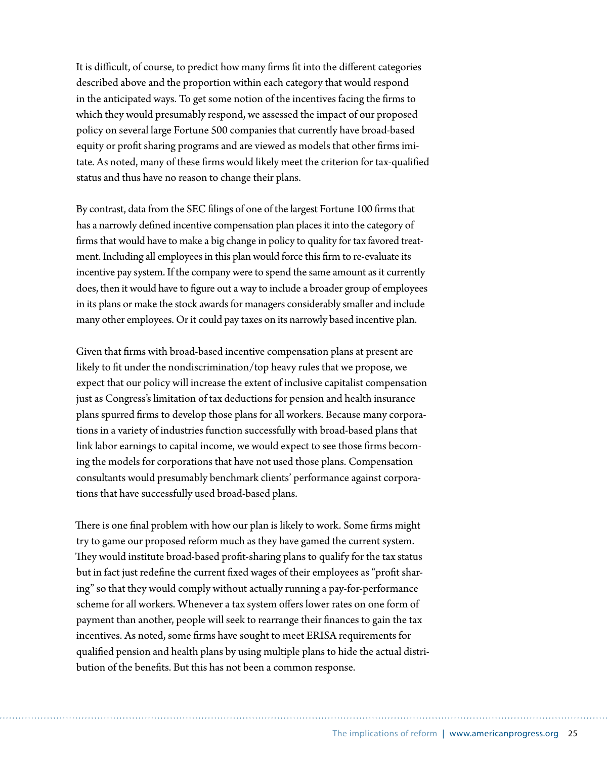It is difficult, of course, to predict how many firms fit into the different categories described above and the proportion within each category that would respond in the anticipated ways. To get some notion of the incentives facing the firms to which they would presumably respond, we assessed the impact of our proposed policy on several large Fortune 500 companies that currently have broad-based equity or profit sharing programs and are viewed as models that other firms imitate. As noted, many of these firms would likely meet the criterion for tax-qualified status and thus have no reason to change their plans.

By contrast, data from the SEC filings of one of the largest Fortune 100 firms that has a narrowly defined incentive compensation plan places it into the category of firms that would have to make a big change in policy to quality for tax favored treatment. Including all employees in this plan would force this firm to re-evaluate its incentive pay system. If the company were to spend the same amount as it currently does, then it would have to figure out a way to include a broader group of employees in its plans or make the stock awards for managers considerably smaller and include many other employees. Or it could pay taxes on its narrowly based incentive plan.

Given that firms with broad-based incentive compensation plans at present are likely to fit under the nondiscrimination/top heavy rules that we propose, we expect that our policy will increase the extent of inclusive capitalist compensation just as Congress's limitation of tax deductions for pension and health insurance plans spurred firms to develop those plans for all workers. Because many corporations in a variety of industries function successfully with broad-based plans that link labor earnings to capital income, we would expect to see those firms becoming the models for corporations that have not used those plans. Compensation consultants would presumably benchmark clients' performance against corporations that have successfully used broad-based plans.

There is one final problem with how our plan is likely to work. Some firms might try to game our proposed reform much as they have gamed the current system. They would institute broad-based profit-sharing plans to qualify for the tax status but in fact just redefine the current fixed wages of their employees as "profit sharing" so that they would comply without actually running a pay-for-performance scheme for all workers. Whenever a tax system offers lower rates on one form of payment than another, people will seek to rearrange their finances to gain the tax incentives. As noted, some firms have sought to meet ERISA requirements for qualified pension and health plans by using multiple plans to hide the actual distribution of the benefits. But this has not been a common response.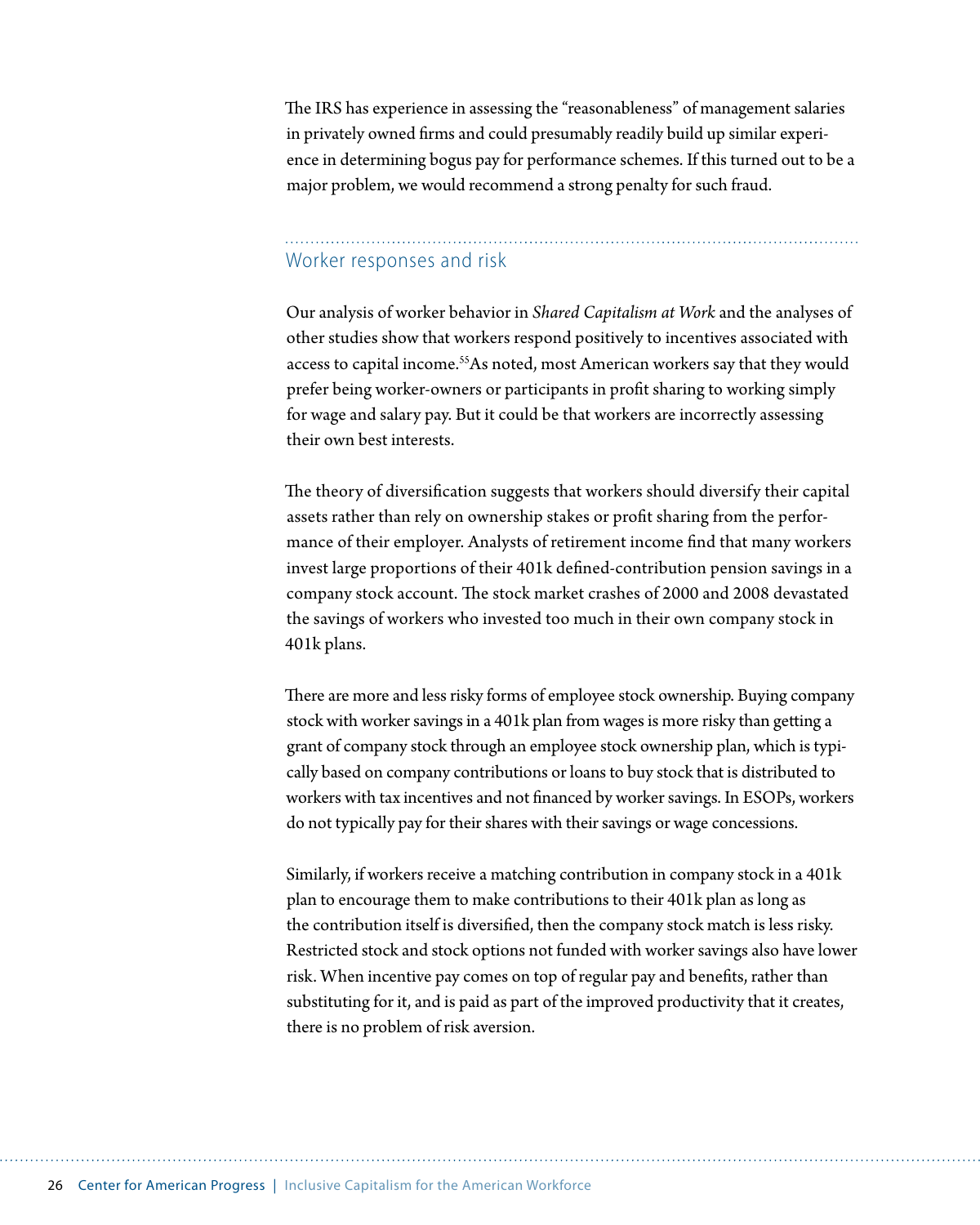The IRS has experience in assessing the "reasonableness" of management salaries in privately owned firms and could presumably readily build up similar experience in determining bogus pay for performance schemes. If this turned out to be a major problem, we would recommend a strong penalty for such fraud.

## Worker responses and risk

Our analysis of worker behavior in *Shared Capitalism at Work* and the analyses of other studies show that workers respond positively to incentives associated with access to capital income.[55] As noted, most American workers say that they would prefer being worker-owners or participants in profit sharing to working simply for wage and salary pay. But it could be that workers are incorrectly assessing their own best interests.

The theory of diversification suggests that workers should diversify their capital assets rather than rely on ownership stakes or profit sharing from the performance of their employer. Analysts of retirement income find that many workers invest large proportions of their 401k defined-contribution pension savings in a company stock account. The stock market crashes of 2000 and 2008 devastated the savings of workers who invested too much in their own company stock in 401k plans.

There are more and less risky forms of employee stock ownership. Buying company stock with worker savings in a 401k plan from wages is more risky than getting a grant of company stock through an employee stock ownership plan, which is typically based on company contributions or loans to buy stock that is distributed to workers with tax incentives and not financed by worker savings. In ESOPs, workers do not typically pay for their shares with their savings or wage concessions.

Similarly, if workers receive a matching contribution in company stock in a 401k plan to encourage them to make contributions to their 401k plan as long as the contribution itself is diversified, then the company stock match is less risky. Restricted stock and stock options not funded with worker savings also have lower risk. When incentive pay comes on top of regular pay and benefits, rather than substituting for it, and is paid as part of the improved productivity that it creates, there is no problem of risk aversion.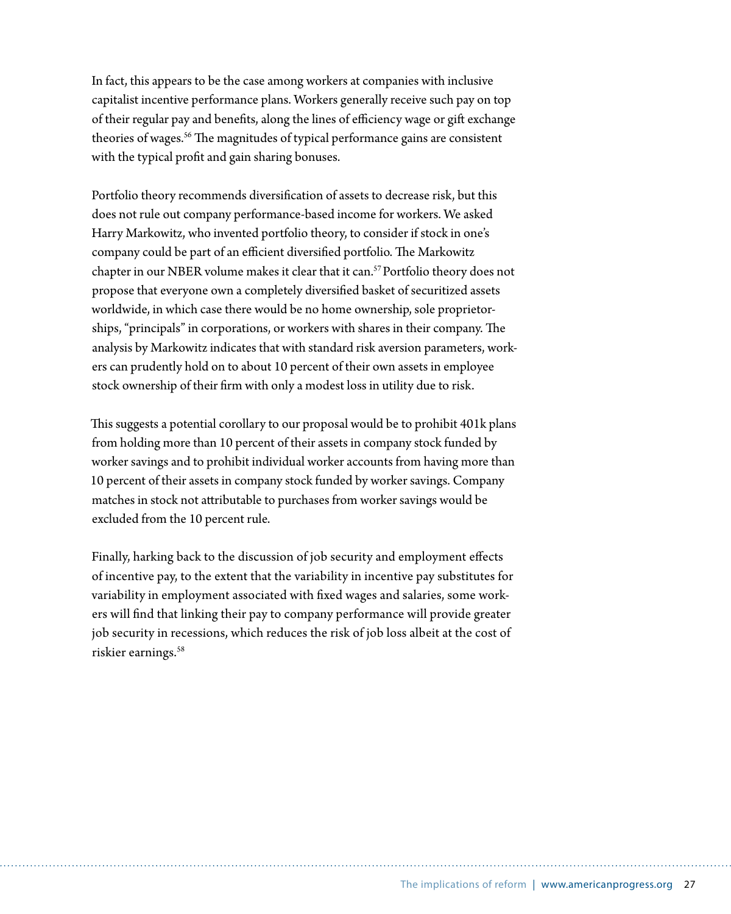In fact, this appears to be the case among workers at companies with inclusive capitalist incentive performance plans. Workers generally receive such pay on top of their regular pay and benefits, along the lines of efficiency wage or gift exchange theories of wages.[56] The magnitudes of typical performance gains are consistent with the typical profit and gain sharing bonuses.

Portfolio theory recommends diversification of assets to decrease risk, but this does not rule out company performance-based income for workers. We asked Harry Markowitz, who invented portfolio theory, to consider if stock in one's company could be part of an efficient diversified portfolio. The Markowitz chapter in our NBER volume makes it clear that it can.[57] Portfolio theory does not propose that everyone own a completely diversified basket of securitized assets worldwide, in which case there would be no home ownership, sole proprietorships, "principals" in corporations, or workers with shares in their company. The analysis by Markowitz indicates that with standard risk aversion parameters, workers can prudently hold on to about 10 percent of their own assets in employee stock ownership of their firm with only a modest loss in utility due to risk.

This suggests a potential corollary to our proposal would be to prohibit 401k plans from holding more than 10 percent of their assets in company stock funded by worker savings and to prohibit individual worker accounts from having more than 10 percent of their assets in company stock funded by worker savings. Company matches in stock not attributable to purchases from worker savings would be excluded from the 10 percent rule.

Finally, harking back to the discussion of job security and employment effects of incentive pay, to the extent that the variability in incentive pay substitutes for variability in employment associated with fixed wages and salaries, some workers will find that linking their pay to company performance will provide greater job security in recessions, which reduces the risk of job loss albeit at the cost of riskier earnings.[58]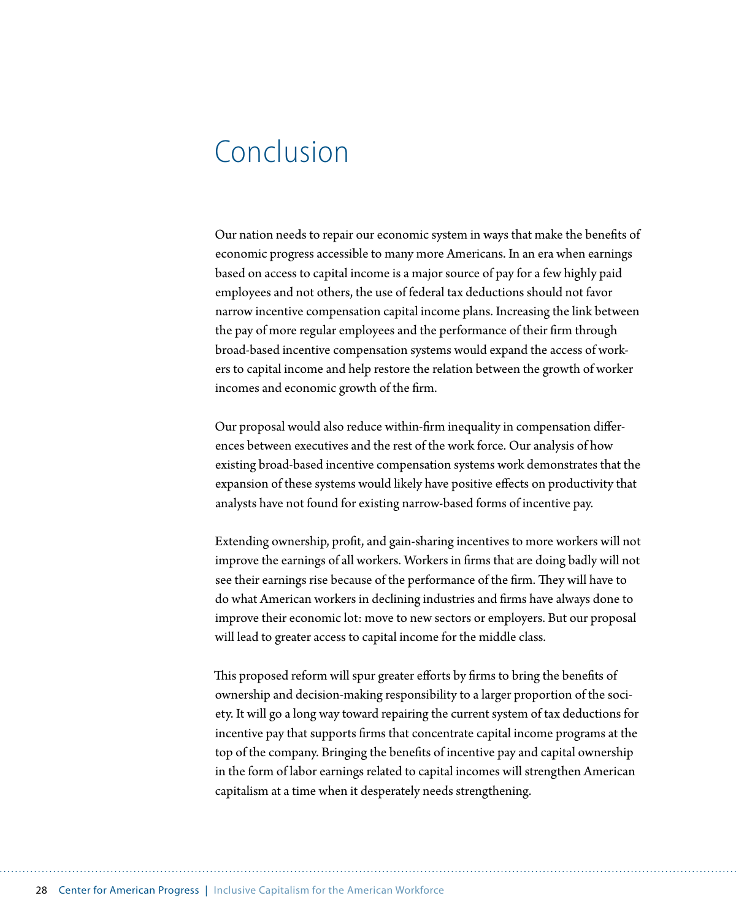# Conclusion

Our nation needs to repair our economic system in ways that make the benefits of economic progress accessible to many more Americans. In an era when earnings based on access to capital income is a major source of pay for a few highly paid employees and not others, the use of federal tax deductions should not favor narrow incentive compensation capital income plans. Increasing the link between the pay of more regular employees and the performance of their firm through broad-based incentive compensation systems would expand the access of workers to capital income and help restore the relation between the growth of worker incomes and economic growth of the firm.

Our proposal would also reduce within-firm inequality in compensation differences between executives and the rest of the work force. Our analysis of how existing broad-based incentive compensation systems work demonstrates that the expansion of these systems would likely have positive effects on productivity that analysts have not found for existing narrow-based forms of incentive pay.

Extending ownership, profit, and gain-sharing incentives to more workers will not improve the earnings of all workers. Workers in firms that are doing badly will not see their earnings rise because of the performance of the firm. They will have to do what American workers in declining industries and firms have always done to improve their economic lot: move to new sectors or employers. But our proposal will lead to greater access to capital income for the middle class.

This proposed reform will spur greater efforts by firms to bring the benefits of ownership and decision-making responsibility to a larger proportion of the society. It will go a long way toward repairing the current system of tax deductions for incentive pay that supports firms that concentrate capital income programs at the top of the company. Bringing the benefits of incentive pay and capital ownership in the form of labor earnings related to capital incomes will strengthen American capitalism at a time when it desperately needs strengthening.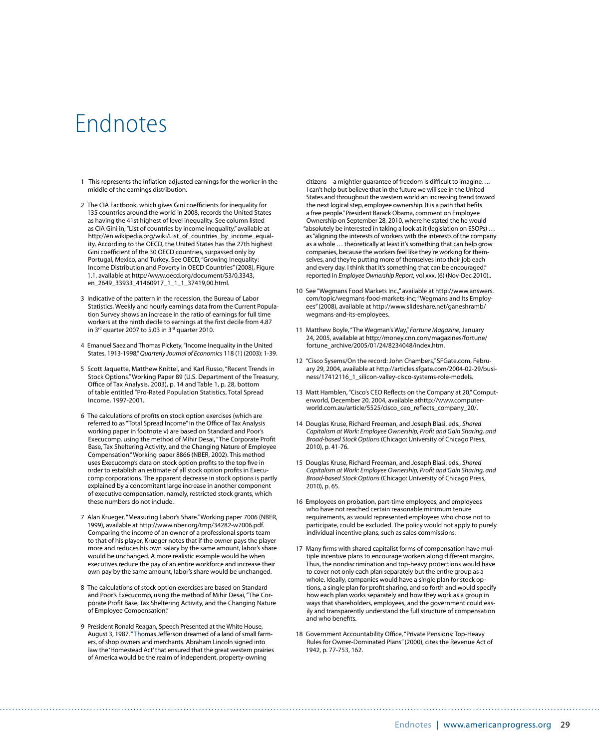# Endnotes

1 This represents the inflation-adjusted earnings for the worker in the middle of the earnings distribution.

2 The CIA Factbook, which gives Gini coefficients for inequality for 135 countries around the world in 2008, records the United States as having the 41st highest of level inequality. See column listed as CIA Gini in, "List of countries by income inequality," available at http://en.wikipedia.org/wiki/List_of_countries_by_income_equality. According to the OECD, the United States has the 27th highest Gini coefficient of the 30 OECD countries, surpassed only by Portugal, Mexico, and Turkey. See OECD, "Growing Inequality: Income Distribution and Poverty in OECD Countries" (2008), Figure 1.1, available at http://www.oecd.org/document/53/0,3343,en_2649_33933_41460917_1_1_1_37419,00.html.

3 Indicative of the pattern in the recession, the Bureau of Labor Statistics, Weekly and hourly earnings data from the Current Population Survey shows an increase in the ratio of earnings for full time workers at the ninth decile to earnings at the first decile from 4.87 in 3rd quarter 2007 to 5.03 in 3rd quarter 2010.

4 Emanuel Saez and Thomas Pickety, "Income Inequality in the United States, 1913-1998," *Quarterly Journal of Economics* 118 (1) (2003): 1-39.

5 Scott Jaquette, Matthew Knittel, and Karl Russo, "Recent Trends in Stock Options." Working Paper 89 (U.S. Department of the Treasury, Office of Tax Analysis, 2003), p. 14 and Table 1, p, 28, bottom of table entitled "Pro-Rated Population Statistics, Total Spread Income, 1997-2001.

6 The calculations of profits on stock option exercises (which are referred to as "Total Spread Income" in the Office of Tax Analysis working paper in footnote v) are based on Standard and Poor's Execucomp, using the method of Mihir Desai, "The Corporate Profit Base, Tax Sheltering Activity, and the Changing Nature of Employee Compensation." Working paper 8866 (NBER, 2002). This method uses Execucomp's data on stock option profits to the top five in order to establish an estimate of all stock option profits in Execucomp corporations. The apparent decrease in stock options is partly explained by a concomitant large increase in another component of executive compensation, namely, restricted stock grants, which these numbers do not include.

7 Alan Krueger, "Measuring Labor's Share." Working paper 7006 (NBER, 1999), available at http://www.nber.org/tmp/34282-w7006.pdf. Comparing the income of an owner of a professional sports team to that of his player, Krueger notes that if the owner pays the player more and reduces his own salary by the same amount, labor's share would be unchanged. A more realistic example would be when executives reduce the pay of an entire workforce and increase their own pay by the same amount, labor's share would be unchanged.

8 The calculations of stock option exercises are based on Standard and Poor's Execucomp, using the method of Mihir Desai, "The Corporate Profit Base, Tax Sheltering Activity, and the Changing Nature of Employee Compensation."

9 President Ronald Reagan, Speech Presented at the White House, August 3, 1987. " Thomas Jefferson dreamed of a land of small farmers, of shop owners and merchants. Abraham Lincoln signed into law the 'Homestead Act' that ensured that the great western prairies of America would be the realm of independent, property-owning citizens—a mightier guarantee of freedom is difficult to imagine…. I can't help but believe that in the future we will see in the United States and throughout the western world an increasing trend toward the next logical step, employee ownership. It is a path that befits a free people." President Barack Obama, comment on Employee Ownership on September 28, 2010, where he stated the he would "absolutely be interested in taking a look at it (legislation on ESOPs) … as "aligning the interests of workers with the interests of the company as a whole … theoretically at least it's something that can help grow companies, because the workers feel like they're working for themselves, and they're putting more of themselves into their job each and every day. I think that it's something that can be encouraged," reported in *Employee Ownership Report*, vol xxx, (6) (Nov-Dec 2010)..

10 See "Wegmans Food Markets Inc.," available at http://www.answers.com/topic/wegmans-food-markets-inc; "Wegmans and Its Employees" (2008), available at http://www.slideshare.net/ganeshramb/wegmans-and-its-employees.

11 Matthew Boyle, "The Wegman's Way," *Fortune Magazine*, January 24, 2005, available at http://money.cnn.com/magazines/fortune/fortune_archive/2005/01/24/8234048/index.htm.

12 "Cisco Sysems/On the record: John Chambers," SFGate.com, February 29, 2004, available at http://articles.sfgate.com/2004-02-29/business/17412116_1_silicon-valley-cisco-systems-role-models.

13 Matt Hamblen, "Cisco's CEO Reflects on the Company at 20," Computerworld, December 20, 2004, available athttp://www.computerworld.com.au/article/5525/cisco_ceo_reflects_company_20/.

14 Douglas Kruse, Richard Freeman, and Joseph Blasi, eds., *Shared Capitalism at Work: Employee Ownership, Profit and Gain Sharing, and Broad-based Stock Options* (Chicago: University of Chicago Press, 2010), p. 41-76.

15 Douglas Kruse, Richard Freeman, and Joseph Blasi, eds., *Shared Capitalism at Work: Employee Ownership, Profit and Gain Sharing, and Broad-based Stock Options* (Chicago: University of Chicago Press, 2010), p. 65.

16 Employees on probation, part-time employees, and employees who have not reached certain reasonable minimum tenure requirements, as would represented employees who chose not to participate, could be excluded. The policy would not apply to purely individual incentive plans, such as sales commissions.

17 Many firms with shared capitalist forms of compensation have multiple incentive plans to encourage workers along different margins. Thus, the nondiscrimination and top-heavy protections would have to cover not only each plan separately but the entire group as a whole. Ideally, companies would have a single plan for stock options, a single plan for profit sharing, and so forth and would specify how each plan works separately and how they work as a group in ways that shareholders, employees, and the government could easily and transparently understand the full structure of compensation and who benefits.

18 Government Accountability Office, "Private Pensions: Top-Heavy Rules for Owner-Dominated Plans" (2000), cites the Revenue Act of 1942, p. 77-753, 162.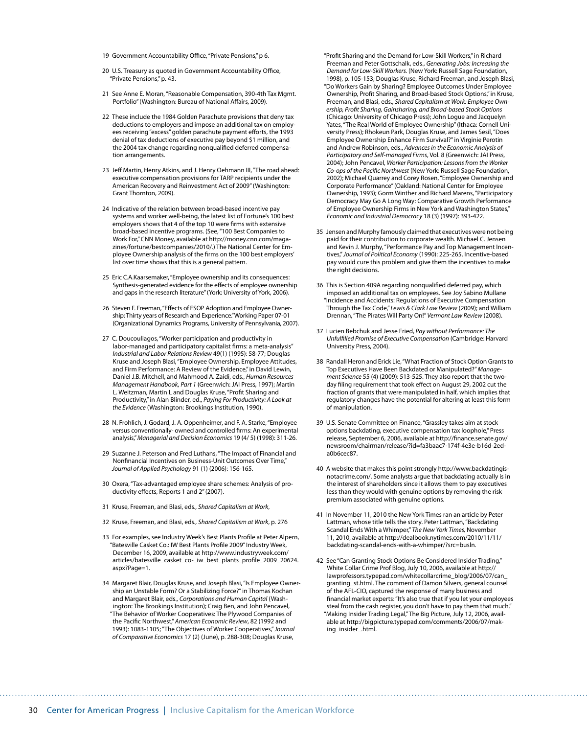19 Government Accountability Office, "Private Pensions," p 6.

20 U.S. Treasury as quoted in Government Accountability Office, "Private Pensions," p. 43.

21 See Anne E. Moran, "Reasonable Compensation, 390-4th Tax Mgmt. Portfolio" (Washington: Bureau of National Affairs, 2009).

22 These include the 1984 Golden Parachute provisions that deny tax deductions to employers and require an additional tax on employees receiving "excess" golden parachute payment efforts, the 1993 denial of tax deductions of executive pay beyond $1 million, and the 2004 tax change regarding nonqualified deferred compensation arrangements.

23 Jeff Martin, Henry Atkins, and J. Henry Oehmann III, "The road ahead: executive compensation provisions for TARP recipients under the American Recovery and Reinvestment Act of 2009" (Washington: Grant Thornton, 2009).

24 Indicative of the relation between broad-based incentive pay systems and worker well-being, the latest list of Fortune's 100 best employers shows that 4 of the top 10 were firms with extensive broad-based incentive programs. (See, "100 Best Companies to Work For," CNN Money, available at http://money.cnn.com/magazines/fortune/bestcompanies/2010/.) The National Center for Employee Ownership analysis of the firms on the 100 best employers' list over time shows that this is a general pattern.

25 Eric C.A.Kaarsemaker, "Employee ownership and its consequences: Synthesis-generated evidence for the effects of employee ownership and gaps in the research literature" (York: University of York, 2006).

26 Steven F. Freeman, "Effects of ESOP Adoption and Employee Ownership: Thirty years of Research and Experience." Working Paper 07-01 (Organizational Dynamics Programs, University of Pennsylvania, 2007).

27 C. Doucouliagos, "Worker participation and productivity in labor-managed and participatory capitalist firms: a meta-analysis" *Industrial and Labor Relations Review* 49(1) (1995): 58-77; Douglas Kruse and Joseph Blasi, "Employee Ownership, Employee Attitudes, and Firm Performance: A Review of the Evidence," in David Lewin, Daniel J.B. Mitchell, and Mahmood A. Zaidi, eds., *Human Resources Management Handbook, Part 1* (Greenwich: JAI Press, 1997); Martin L. Weitzman, Martin L and Douglas Kruse, "Profit Sharing and Productivity," in Alan Blinder, ed., *Paying For Productivity: A Look at the Evidence* (Washington: Brookings Institution, 1990).

28 N. Frohlich, J. Godard, J. A. Oppenheimer, and F. A. Starke, "Employee versus conventionally- owned and controlled firms: An experimental analysis," *Managerial and Decision Economics* 19 (4/ 5) (1998): 311-26.

29 Suzanne J. Peterson and Fred Luthans, "The Impact of Financial and Nonfinancial Incentives on Business-Unit Outcomes Over Time," *Journal of Applied Psychology* 91 (1) (2006): 156-165.

30 Oxera, "Tax-advantaged employee share schemes: Analysis of productivity effects, Reports 1 and 2" (2007).

31 Kruse, Freeman, and Blasi, eds., *Shared Capitalism at Work*,

32 Kruse, Freeman, and Blasi, eds., *Shared Capitalism at Work*, p. 276

33 For examples, see Industry Week's Best Plants Profile at Peter Alpern, "Batesville Casket Co.: IW Best Plants Profile 2009" Industry Week, December 16, 2009, available at http://www.industryweek.com/articles/batesville_casket_co-_iw_best_plants_profile_2009_20624.aspx?Page=1.

34 Margaret Blair, Douglas Kruse, and Joseph Blasi, "Is Employee Ownership an Unstable Form? Or a Stabilizing Force?" in Thomas Kochan and Margaret Blair, eds., *Corporations and Human Capital* (Washington: The Brookings Institution); Craig Ben, and John Pencavel, "The Behavior of Worker Cooperatives: The Plywood Companies of the Pacific Northwest," *American Economic Review*, 82 (1992 and 1993): 1083-1105; "The Objectives of Worker Cooperatives," *Journal of Comparative Economics* 17 (2) (June), p. 288-308; Douglas Kruse, "Profit Sharing and the Demand for Low-Skill Workers," in Richard Freeman and Peter Gottschalk, eds., *Generating Jobs: Increasing the Demand for Low-Skill Workers.* (New York: Russell Sage Foundation, 1998), p. 105-153; Douglas Kruse, Richard Freeman, and Joseph Blasi, "Do Workers Gain by Sharing? Employee Outcomes Under Employee Ownership, Profit Sharing, and Broad-based Stock Options," in Kruse, Freeman, and Blasi, eds., *Shared Capitalism at Work: Employee Ownership, Profit Sharing, Gainsharing, and Broad-based Stock Options* (Chicago: University of Chicago Press); John Logue and Jacquelyn Yates, "The Real World of Employee Ownership" (Ithaca: Cornell University Press); Rhokeun Park, Douglas Kruse, and James Sesil, "Does Employee Ownership Enhance Firm Survival?" in Virginie Perotin and Andrew Robinson, eds., *Advances in the Economic Analysis of Participatory and Self-managed Firms*, Vol. 8 (Greenwich: JAI Press, 2004); John Pencavel, *Worker Participation: Lessons from the Worker Co-ops of the Pacific Northwest* (New York: Russell Sage Foundation, 2002); Michael Quarrey and Corey Rosen, "Employee Ownership and Corporate Performance" (Oakland: National Center for Employee Ownership, 1993); Gorm Winther and Richard Marens, "Participatory Democracy May Go A Long Way: Comparative Growth Performance of Employee Ownership Firms in New York and Washington States," *Economic and Industrial Democracy* 18 (3) (1997): 393-422.

35 Jensen and Murphy famously claimed that executives were not being paid for their contribution to corporate wealth. Michael C. Jensen and Kevin J. Murphy, "Performance Pay and Top Management Incentives," *Journal of Political Economy* (1990): 225-265. Incentive-based pay would cure this problem and give them the incentives to make the right decisions.

36 This is Section 409A regarding nonqualified deferred pay, which imposed an additional tax on employees. See Joy Sabino Mullane "Incidence and Accidents: Regulations of Executive Compensation Through the Tax Code," *Lewis & Clark Law Review* (2009); and William Drennan, "The Pirates Will Party On!" *Vermont Law Review* (2008).

37 Lucien Bebchuk and Jesse Fried, *Pay without Performance: The Unfulfilled Promise of Executive Compensation* (Cambridge: Harvard University Press, 2004).

38 Randall Heron and Erick Lie, "What Fraction of Stock Option Grants to Top Executives Have Been Backdated or Manipulated?" *Management Science* 55 (4) (2009): 513-525. They also report that the two-day filing requirement that took effect on August 29, 2002 cut the fraction of grants that were manipulated in half, which implies that regulatory changes have the potential for altering at least this form of manipulation.

39 U.S. Senate Committee on Finance, "Grassley takes aim at stock options backdating, executive compensation tax loophole," Press release, September 6, 2006, available at http://finance.senate.gov/newsroom/chairman/release/?id=fa3baac7-174f-4e3e-b16d-2ed-a0b6cec87.

40 A website that makes this point strongly http://www.backdatingisnotacrime.com/. Some analysts argue that backdating actually is in the interest of shareholders since it allows them to pay executives less than they would with genuine options by removing the risk premium associated with genuine options.

41 In November 11, 2010 the New York Times ran an article by Peter Lattman, whose title tells the story. Peter Lattman, "Backdating Scandal Ends With a Whimper," *The New York Times,* November 11, 2010, available at http://dealbook.nytimes.com/2010/11/11/backdating-scandal-ends-with-a-whimper/?src=busln.

42 See "Can Granting Stock Options Be Considered Insider Trading," White Collar Crime Prof Blog, July 10, 2006, available at http://lawprofessors.typepad.com/whitecollarcrime_blog/2006/07/can_granting_st.html. The comment of Damon Silvers, general counsel of the AFL-CIO, captured the response of many business and financial market experts: "It's also true that if you let your employees steal from the cash register, you don't have to pay them that much." "Making Insider Trading Legal," The Big Picture, July 12, 2006, available at http://bigpicture.typepad.com/comments/2006/07/making_insider_.html.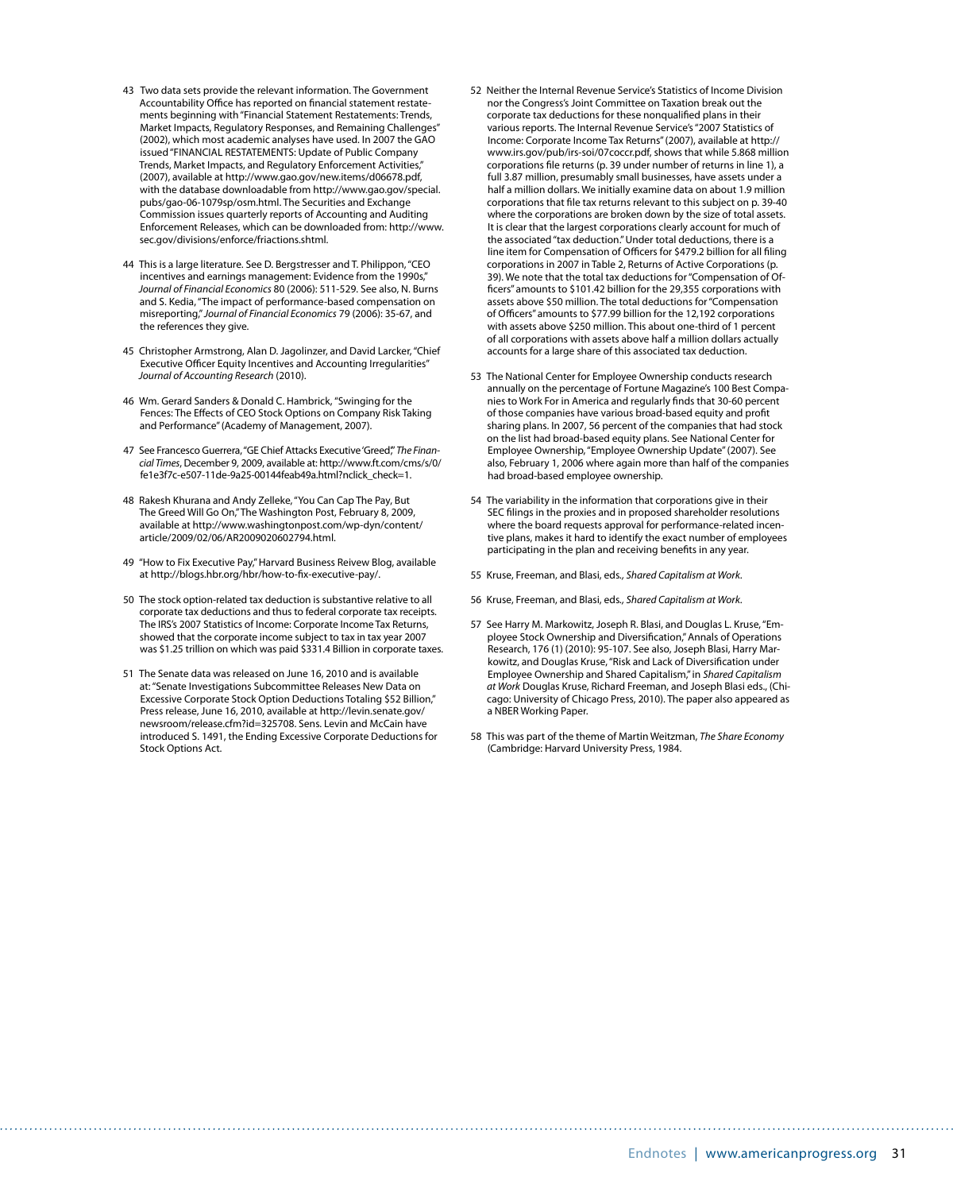43 Two data sets provide the relevant information. The Government Accountability Office has reported on financial statement restatements beginning with "Financial Statement Restatements: Trends, Market Impacts, Regulatory Responses, and Remaining Challenges" (2002), which most academic analyses have used. In 2007 the GAO issued "FINANCIAL RESTATEMENTS: Update of Public Company Trends, Market Impacts, and Regulatory Enforcement Activities," (2007), available at http://www.gao.gov/new.items/d06678.pdf, with the database downloadable from http://www.gao.gov/special.pubs/gao-06-1079sp/osm.html. The Securities and Exchange Commission issues quarterly reports of Accounting and Auditing Enforcement Releases, which can be downloaded from: http://www.sec.gov/divisions/enforce/friactions.shtml.

44 This is a large literature. See D. Bergstresser and T. Philippon, "CEO incentives and earnings management: Evidence from the 1990s," *Journal of Financial Economics* 80 (2006): 511-529. See also, N. Burns and S. Kedia, "The impact of performance-based compensation on misreporting," *Journal of Financial Economics* 79 (2006): 35-67, and the references they give.

45 Christopher Armstrong, Alan D. Jagolinzer, and David Larcker, "Chief Executive Officer Equity Incentives and Accounting Irregularities" *Journal of Accounting Research* (2010).

46 Wm. Gerard Sanders & Donald C. Hambrick, "Swinging for the Fences: The Effects of CEO Stock Options on Company Risk Taking and Performance" (Academy of Management, 2007).

47 See Francesco Guerrera, "GE Chief Attacks Executive 'Greed'," *The Financial Times*, December 9, 2009, available at: http://www.ft.com/cms/s/0/fe1e3f7c-e507-11de-9a25-00144feab49a.html?nclick_check=1.

48 Rakesh Khurana and Andy Zelleke, "You Can Cap The Pay, But The Greed Will Go On," The Washington Post, February 8, 2009, available at http://www.washingtonpost.com/wp-dyn/content/article/2009/02/06/AR2009020602794.html.

49 "How to Fix Executive Pay," Harvard Business Reivew Blog, available at http://blogs.hbr.org/hbr/how-to-fix-executive-pay/.

50 The stock option-related tax deduction is substantive relative to all corporate tax deductions and thus to federal corporate tax receipts. The IRS's 2007 Statistics of Income: Corporate Income Tax Returns, showed that the corporate income subject to tax in tax year 2007 was $1.25 trillion on which was paid $331.4 Billion in corporate taxes.

51 The Senate data was released on June 16, 2010 and is available at: "Senate Investigations Subcommittee Releases New Data on Excessive Corporate Stock Option Deductions Totaling $52 Billion," Press release, June 16, 2010, available at http://levin.senate.gov/newsroom/release.cfm?id=325708. Sens. Levin and McCain have introduced S. 1491, the Ending Excessive Corporate Deductions for Stock Options Act.

52 Neither the Internal Revenue Service's Statistics of Income Division nor the Congress's Joint Committee on Taxation break out the corporate tax deductions for these nonqualified plans in their various reports. The Internal Revenue Service's "2007 Statistics of Income: Corporate Income Tax Returns" (2007), available at http://www.irs.gov/pub/irs-soi/07coccr.pdf, shows that while 5.868 million corporations file returns (p. 39 under number of returns in line 1), a full 3.87 million, presumably small businesses, have assets under a half a million dollars. We initially examine data on about 1.9 million corporations that file tax returns relevant to this subject on p. 39-40 where the corporations are broken down by the size of total assets. It is clear that the largest corporations clearly account for much of the associated "tax deduction." Under total deductions, there is a line item for Compensation of Officers for $479.2 billion for all filing corporations in 2007 in Table 2, Returns of Active Corporations (p. 39). We note that the total tax deductions for "Compensation of Officers" amounts to $101.42 billion for the 29,355 corporations with assets above $50 million. The total deductions for "Compensation of Officers" amounts to $77.99 billion for the 12,192 corporations with assets above $250 million. This about one-third of 1 percent of all corporations with assets above half a million dollars actually accounts for a large share of this associated tax deduction.

53 The National Center for Employee Ownership conducts research annually on the percentage of Fortune Magazine's 100 Best Companies to Work For in America and regularly finds that 30-60 percent of those companies have various broad-based equity and profit sharing plans. In 2007, 56 percent of the companies that had stock on the list had broad-based equity plans. See National Center for Employee Ownership, "Employee Ownership Update" (2007). See also, February 1, 2006 where again more than half of the companies had broad-based employee ownership.

54 The variability in the information that corporations give in their SEC filings in the proxies and in proposed shareholder resolutions where the board requests approval for performance-related incentive plans, makes it hard to identify the exact number of employees participating in the plan and receiving benefits in any year.

55 Kruse, Freeman, and Blasi, eds., *Shared Capitalism at Work*.

56 Kruse, Freeman, and Blasi, eds., *Shared Capitalism at Work*.

57 See Harry M. Markowitz, Joseph R. Blasi, and Douglas L. Kruse, "Employee Stock Ownership and Diversification," Annals of Operations Research, 176 (1) (2010): 95-107. See also, Joseph Blasi, Harry Markowitz, and Douglas Kruse, "Risk and Lack of Diversification under Employee Ownership and Shared Capitalism," in *Shared Capitalism at Work* Douglas Kruse, Richard Freeman, and Joseph Blasi eds., (Chicago: University of Chicago Press, 2010). The paper also appeared as a NBER Working Paper.

58 This was part of the theme of Martin Weitzman, *The Share Economy* (Cambridge: Harvard University Press, 1984.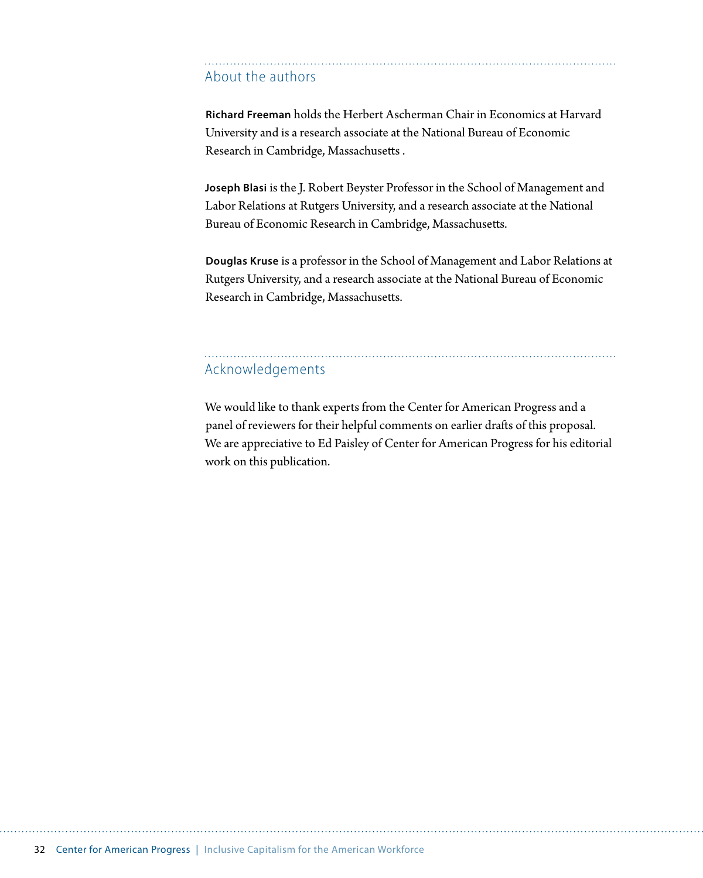## About the authors

**Richard Freeman** holds the Herbert Ascherman Chair in Economics at Harvard University and is a research associate at the National Bureau of Economic Research in Cambridge, Massachusetts .

**Joseph Blasi** is the J. Robert Beyster Professor in the School of Management and Labor Relations at Rutgers University, and a research associate at the National Bureau of Economic Research in Cambridge, Massachusetts.

**Douglas Kruse** is a professor in the School of Management and Labor Relations at Rutgers University, and a research associate at the National Bureau of Economic Research in Cambridge, Massachusetts.

## Acknowledgements

We would like to thank experts from the Center for American Progress and a panel of reviewers for their helpful comments on earlier drafts of this proposal. We are appreciative to Ed Paisley of Center for American Progress for his editorial work on this publication.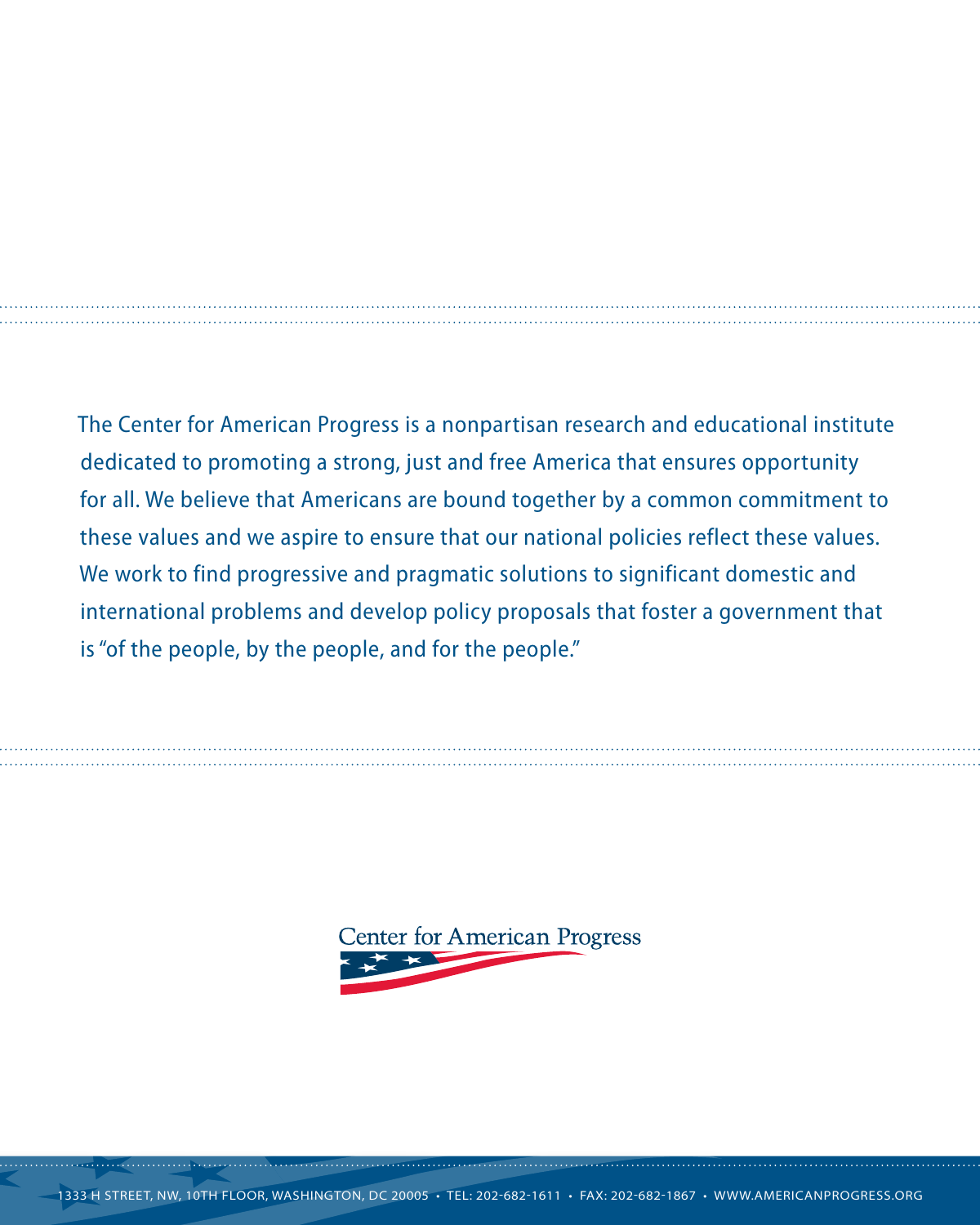The Center for American Progress is a nonpartisan research and educational institute dedicated to promoting a strong, just and free America that ensures opportunity for all. We believe that Americans are bound together by a common commitment to these values and we aspire to ensure that our national policies reflect these values. We work to find progressive and pragmatic solutions to significant domestic and international problems and develop policy proposals that foster a government that is "of the people, by the people, and for the people."

Center for American Progress

1333 H STREET, NW, 10TH FLOOR, WASHINGTON, DC 20005 • TEL: 202-682-1611 • FAX: 202-682-1867 • WWW.AMERICANPROGRESS.ORG